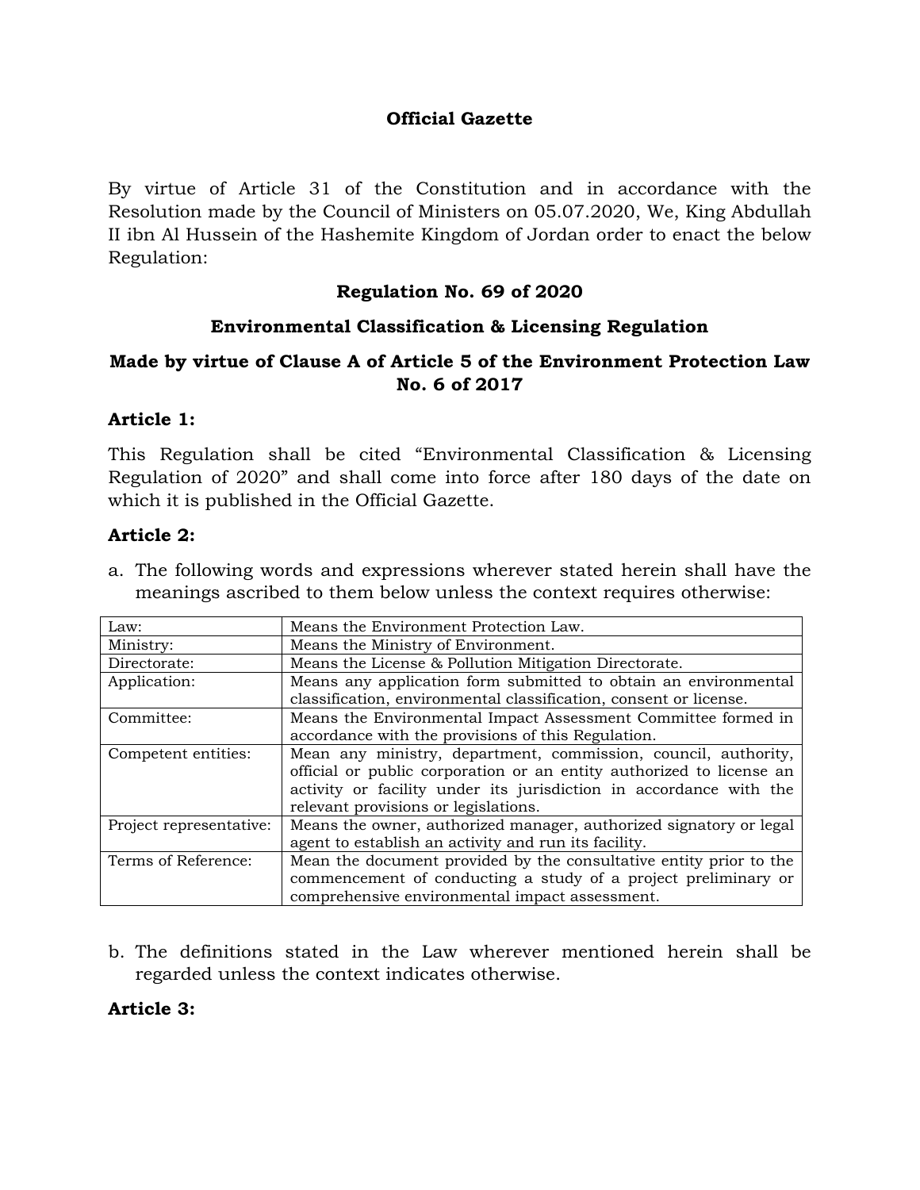**Official Gazette**

By virtue of Article 31 of the Constitution and in accordance with the Resolution made by the Council of Ministers on 05.07.2020, We, King Abdullah II ibn Al Hussein of the Hashemite Kingdom of Jordan order to enact the below Regulation:

## Regulation No. 69 of 2020

## Environmental Classification & Licensing Regulation

### Made by virtue of Clause A of Article 5 of the Environment Protection Law No. 6 of 2017

**Article 1:**

This Regulation shall be cited "Environmental Classification & Licensing Regulation of 2020" and shall come into force after 180 days of the date on which it is published in the Official Gazette.

**Article 2:**

a. The following words and expressions wherever stated herein shall have the meanings ascribed to them below unless the context requires otherwise:

| | |
|---|---|
| Law: | Means the Environment Protection Law. |
| Ministry: | Means the Ministry of Environment. |
| Directorate: | Means the License & Pollution Mitigation Directorate. |
| Application: | Means any application form submitted to obtain an environmental classification, environmental classification, consent or license. |
| Committee: | Means the Environmental Impact Assessment Committee formed in accordance with the provisions of this Regulation. |
| Competent entities: | Mean any ministry, department, commission, council, authority, official or public corporation or an entity authorized to license an activity or facility under its jurisdiction in accordance with the relevant provisions or legislations. |
| Project representative: | Means the owner, authorized manager, authorized signatory or legal agent to establish an activity and run its facility. |
| Terms of Reference: | Mean the document provided by the consultative entity prior to the commencement of conducting a study of a project preliminary or comprehensive environmental impact assessment. |

b. The definitions stated in the Law wherever mentioned herein shall be regarded unless the context indicates otherwise.

**Article 3:**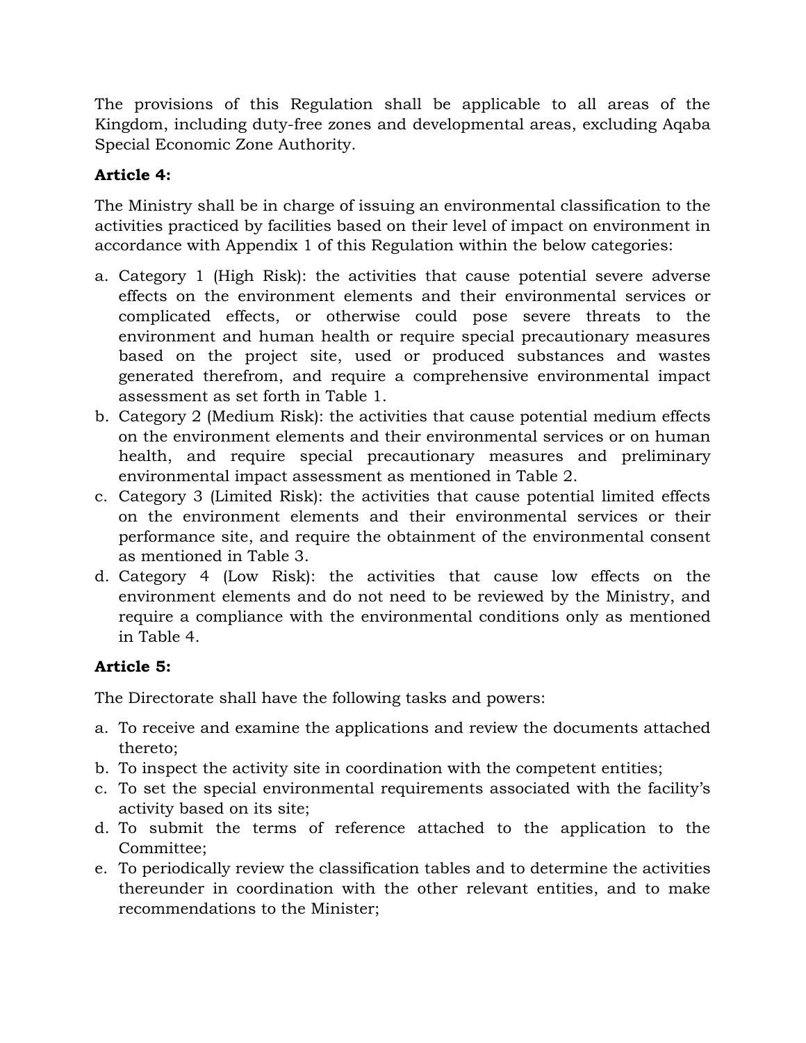The provisions of this Regulation shall be applicable to all areas of the Kingdom, including duty-free zones and developmental areas, excluding Aqaba Special Economic Zone Authority.

**Article 4:**

The Ministry shall be in charge of issuing an environmental classification to the activities practiced by facilities based on their level of impact on environment in accordance with Appendix 1 of this Regulation within the below categories:

a. Category 1 (High Risk): the activities that cause potential severe adverse effects on the environment elements and their environmental services or complicated effects, or otherwise could pose severe threats to the environment and human health or require special precautionary measures based on the project site, used or produced substances and wastes generated therefrom, and require a comprehensive environmental impact assessment as set forth in Table 1.
b. Category 2 (Medium Risk): the activities that cause potential medium effects on the environment elements and their environmental services or on human health, and require special precautionary measures and preliminary environmental impact assessment as mentioned in Table 2.
c. Category 3 (Limited Risk): the activities that cause potential limited effects on the environment elements and their environmental services or their performance site, and require the obtainment of the environmental consent as mentioned in Table 3.
d. Category 4 (Low Risk): the activities that cause low effects on the environment elements and do not need to be reviewed by the Ministry, and require a compliance with the environmental conditions only as mentioned in Table 4.

**Article 5:**

The Directorate shall have the following tasks and powers:

a. To receive and examine the applications and review the documents attached thereto;
b. To inspect the activity site in coordination with the competent entities;
c. To set the special environmental requirements associated with the facility's activity based on its site;
d. To submit the terms of reference attached to the application to the Committee;
e. To periodically review the classification tables and to determine the activities thereunder in coordination with the other relevant entities, and to make recommendations to the Minister;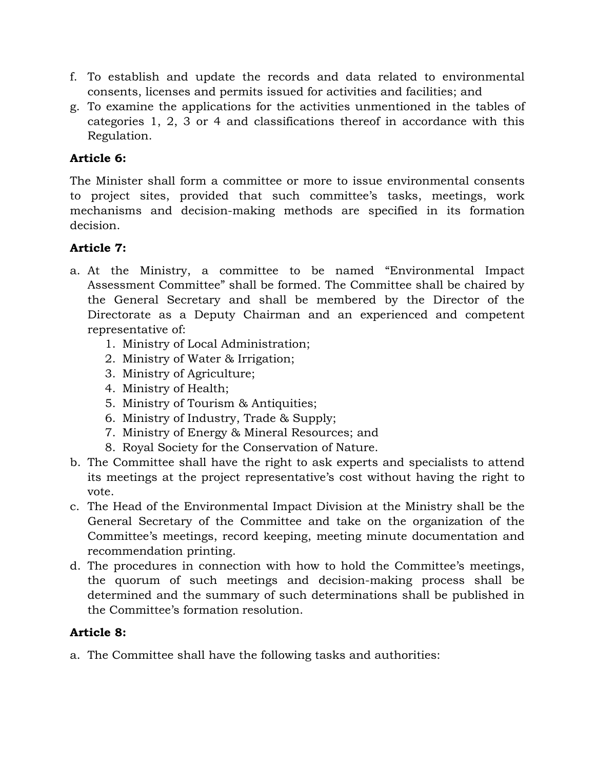f. To establish and update the records and data related to environmental consents, licenses and permits issued for activities and facilities; and
g. To examine the applications for the activities unmentioned in the tables of categories 1, 2, 3 or 4 and classifications thereof in accordance with this Regulation.

**Article 6:**

The Minister shall form a committee or more to issue environmental consents to project sites, provided that such committee's tasks, meetings, work mechanisms and decision-making methods are specified in its formation decision.

**Article 7:**

a. At the Ministry, a committee to be named "Environmental Impact Assessment Committee" shall be formed. The Committee shall be chaired by the General Secretary and shall be membered by the Director of the Directorate as a Deputy Chairman and an experienced and competent representative of:
    1. Ministry of Local Administration;
    2. Ministry of Water & Irrigation;
    3. Ministry of Agriculture;
    4. Ministry of Health;
    5. Ministry of Tourism & Antiquities;
    6. Ministry of Industry, Trade & Supply;
    7. Ministry of Energy & Mineral Resources; and
    8. Royal Society for the Conservation of Nature.
b. The Committee shall have the right to ask experts and specialists to attend its meetings at the project representative's cost without having the right to vote.
c. The Head of the Environmental Impact Division at the Ministry shall be the General Secretary of the Committee and take on the organization of the Committee's meetings, record keeping, meeting minute documentation and recommendation printing.
d. The procedures in connection with how to hold the Committee's meetings, the quorum of such meetings and decision-making process shall be determined and the summary of such determinations shall be published in the Committee's formation resolution.

**Article 8:**

a. The Committee shall have the following tasks and authorities: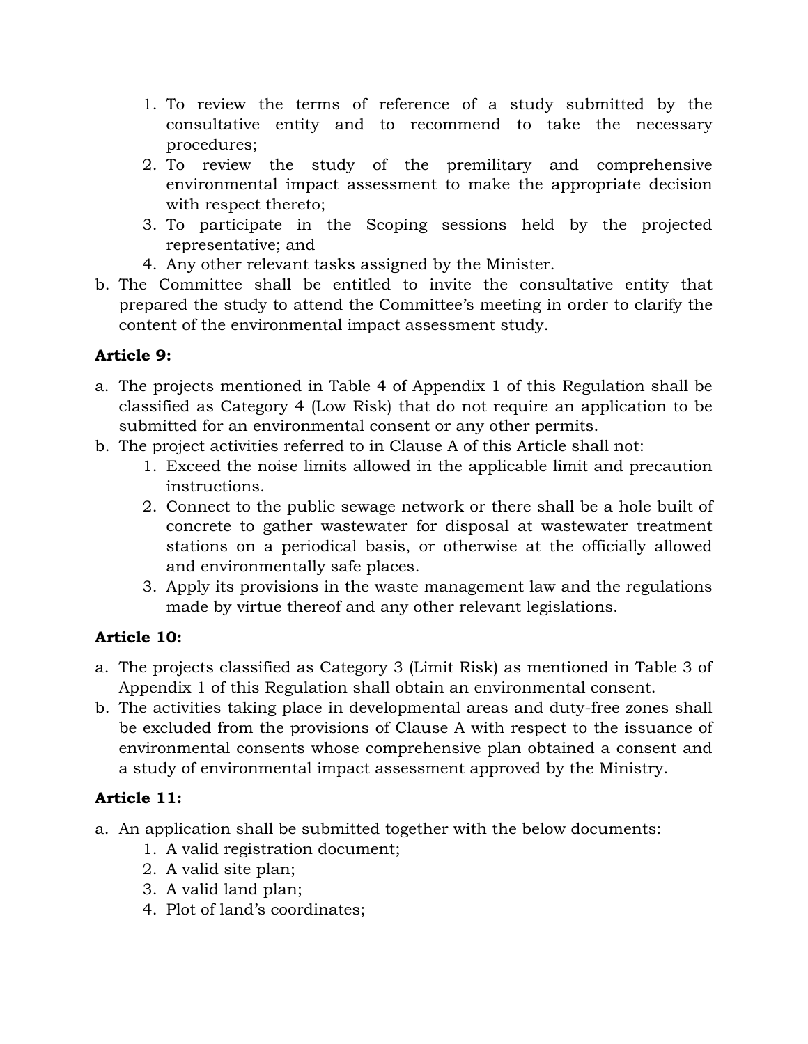1. To review the terms of reference of a study submitted by the consultative entity and to recommend to take the necessary procedures;
   2. To review the study of the premilitary and comprehensive environmental impact assessment to make the appropriate decision with respect thereto;
   3. To participate in the Scoping sessions held by the projected representative; and
   4. Any other relevant tasks assigned by the Minister.

b. The Committee shall be entitled to invite the consultative entity that prepared the study to attend the Committee's meeting in order to clarify the content of the environmental impact assessment study.

**Article 9:**

a. The projects mentioned in Table 4 of Appendix 1 of this Regulation shall be classified as Category 4 (Low Risk) that do not require an application to be submitted for an environmental consent or any other permits.
b. The project activities referred to in Clause A of this Article shall not:
   1. Exceed the noise limits allowed in the applicable limit and precaution instructions.
   2. Connect to the public sewage network or there shall be a hole built of concrete to gather wastewater for disposal at wastewater treatment stations on a periodical basis, or otherwise at the officially allowed and environmentally safe places.
   3. Apply its provisions in the waste management law and the regulations made by virtue thereof and any other relevant legislations.

**Article 10:**

a. The projects classified as Category 3 (Limit Risk) as mentioned in Table 3 of Appendix 1 of this Regulation shall obtain an environmental consent.
b. The activities taking place in developmental areas and duty-free zones shall be excluded from the provisions of Clause A with respect to the issuance of environmental consents whose comprehensive plan obtained a consent and a study of environmental impact assessment approved by the Ministry.

**Article 11:**

a. An application shall be submitted together with the below documents:
   1. A valid registration document;
   2. A valid site plan;
   3. A valid land plan;
   4. Plot of land's coordinates;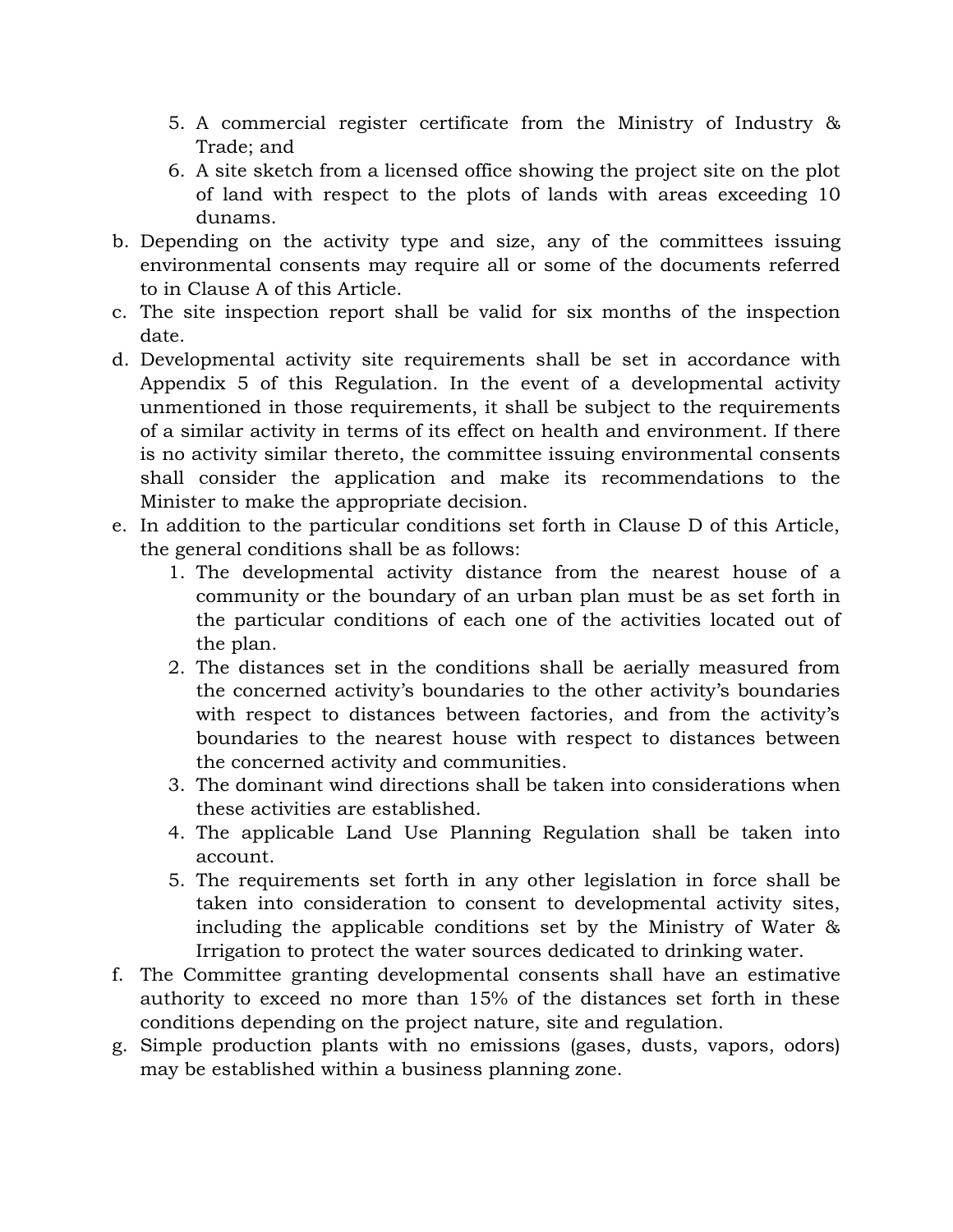5. A commercial register certificate from the Ministry of Industry & Trade; and
   6. A site sketch from a licensed office showing the project site on the plot of land with respect to the plots of lands with areas exceeding 10 dunams.

b. Depending on the activity type and size, any of the committees issuing environmental consents may require all or some of the documents referred to in Clause A of this Article.
c. The site inspection report shall be valid for six months of the inspection date.
d. Developmental activity site requirements shall be set in accordance with Appendix 5 of this Regulation. In the event of a developmental activity unmentioned in those requirements, it shall be subject to the requirements of a similar activity in terms of its effect on health and environment. If there is no activity similar thereto, the committee issuing environmental consents shall consider the application and make its recommendations to the Minister to make the appropriate decision.
e. In addition to the particular conditions set forth in Clause D of this Article, the general conditions shall be as follows:
   1. The developmental activity distance from the nearest house of a community or the boundary of an urban plan must be as set forth in the particular conditions of each one of the activities located out of the plan.
   2. The distances set in the conditions shall be aerially measured from the concerned activity's boundaries to the other activity's boundaries with respect to distances between factories, and from the activity's boundaries to the nearest house with respect to distances between the concerned activity and communities.
   3. The dominant wind directions shall be taken into considerations when these activities are established.
   4. The applicable Land Use Planning Regulation shall be taken into account.
   5. The requirements set forth in any other legislation in force shall be taken into consideration to consent to developmental activity sites, including the applicable conditions set by the Ministry of Water & Irrigation to protect the water sources dedicated to drinking water.
f. The Committee granting developmental consents shall have an estimative authority to exceed no more than 15% of the distances set forth in these conditions depending on the project nature, site and regulation.
g. Simple production plants with no emissions (gases, dusts, vapors, odors) may be established within a business planning zone.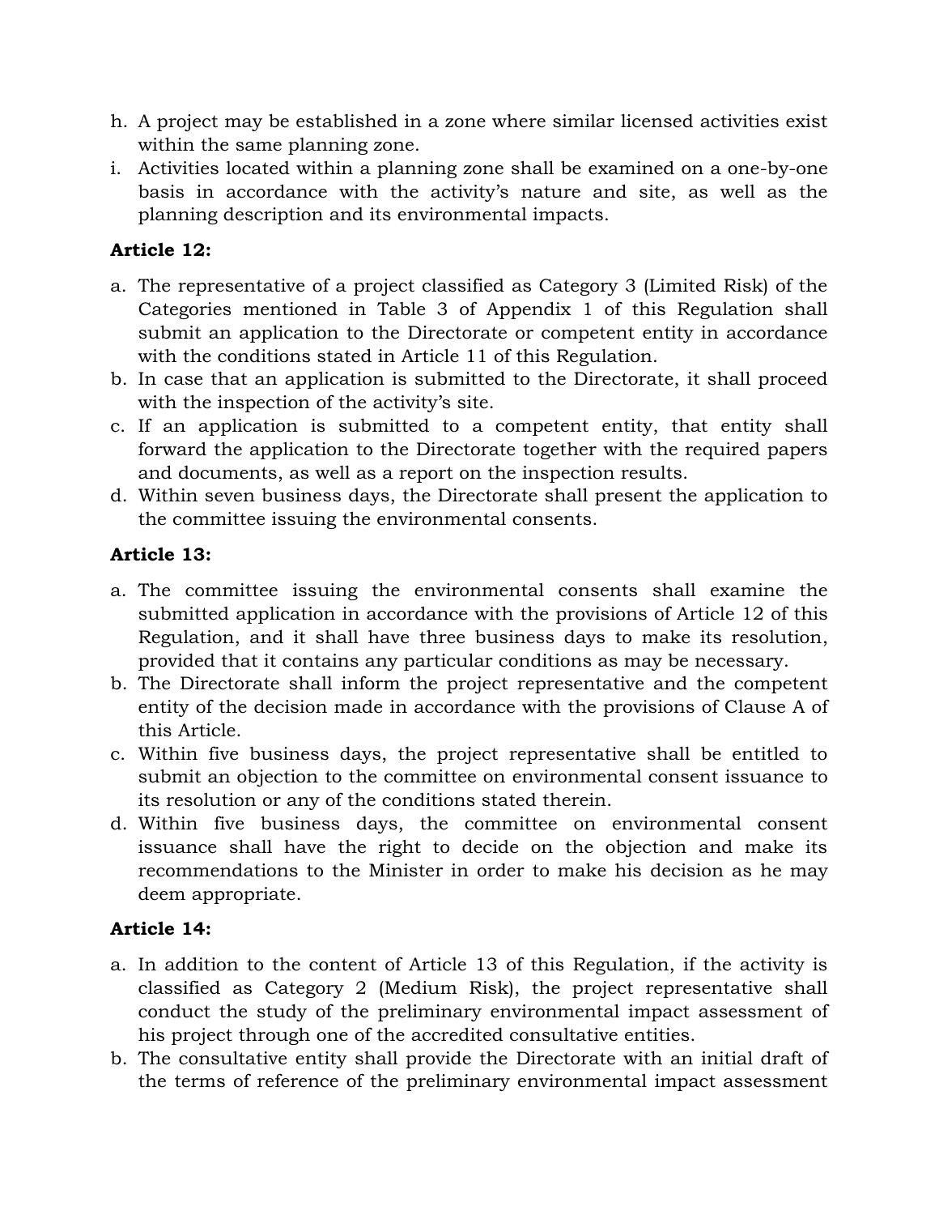h. A project may be established in a zone where similar licensed activities exist within the same planning zone.
i. Activities located within a planning zone shall be examined on a one-by-one basis in accordance with the activity's nature and site, as well as the planning description and its environmental impacts.

**Article 12:**

a. The representative of a project classified as Category 3 (Limited Risk) of the Categories mentioned in Table 3 of Appendix 1 of this Regulation shall submit an application to the Directorate or competent entity in accordance with the conditions stated in Article 11 of this Regulation.
b. In case that an application is submitted to the Directorate, it shall proceed with the inspection of the activity's site.
c. If an application is submitted to a competent entity, that entity shall forward the application to the Directorate together with the required papers and documents, as well as a report on the inspection results.
d. Within seven business days, the Directorate shall present the application to the committee issuing the environmental consents.

**Article 13:**

a. The committee issuing the environmental consents shall examine the submitted application in accordance with the provisions of Article 12 of this Regulation, and it shall have three business days to make its resolution, provided that it contains any particular conditions as may be necessary.
b. The Directorate shall inform the project representative and the competent entity of the decision made in accordance with the provisions of Clause A of this Article.
c. Within five business days, the project representative shall be entitled to submit an objection to the committee on environmental consent issuance to its resolution or any of the conditions stated therein.
d. Within five business days, the committee on environmental consent issuance shall have the right to decide on the objection and make its recommendations to the Minister in order to make his decision as he may deem appropriate.

**Article 14:**

a. In addition to the content of Article 13 of this Regulation, if the activity is classified as Category 2 (Medium Risk), the project representative shall conduct the study of the preliminary environmental impact assessment of his project through one of the accredited consultative entities.
b. The consultative entity shall provide the Directorate with an initial draft of the terms of reference of the preliminary environmental impact assessment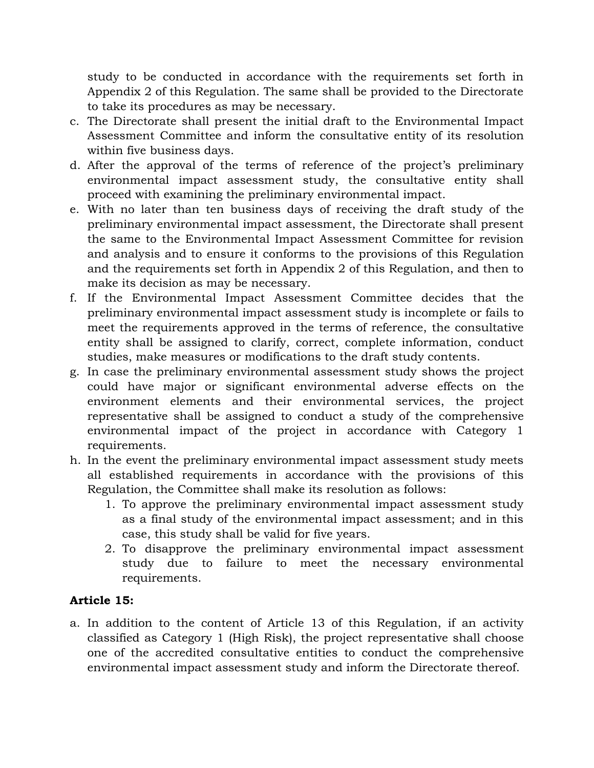study to be conducted in accordance with the requirements set forth in Appendix 2 of this Regulation. The same shall be provided to the Directorate to take its procedures as may be necessary.

c. The Directorate shall present the initial draft to the Environmental Impact Assessment Committee and inform the consultative entity of its resolution within five business days.
d. After the approval of the terms of reference of the project's preliminary environmental impact assessment study, the consultative entity shall proceed with examining the preliminary environmental impact.
e. With no later than ten business days of receiving the draft study of the preliminary environmental impact assessment, the Directorate shall present the same to the Environmental Impact Assessment Committee for revision and analysis and to ensure it conforms to the provisions of this Regulation and the requirements set forth in Appendix 2 of this Regulation, and then to make its decision as may be necessary.
f. If the Environmental Impact Assessment Committee decides that the preliminary environmental impact assessment study is incomplete or fails to meet the requirements approved in the terms of reference, the consultative entity shall be assigned to clarify, correct, complete information, conduct studies, make measures or modifications to the draft study contents.
g. In case the preliminary environmental assessment study shows the project could have major or significant environmental adverse effects on the environment elements and their environmental services, the project representative shall be assigned to conduct a study of the comprehensive environmental impact of the project in accordance with Category 1 requirements.
h. In the event the preliminary environmental impact assessment study meets all established requirements in accordance with the provisions of this Regulation, the Committee shall make its resolution as follows:
    1. To approve the preliminary environmental impact assessment study as a final study of the environmental impact assessment; and in this case, this study shall be valid for five years.
    2. To disapprove the preliminary environmental impact assessment study due to failure to meet the necessary environmental requirements.

**Article 15:**

a. In addition to the content of Article 13 of this Regulation, if an activity classified as Category 1 (High Risk), the project representative shall choose one of the accredited consultative entities to conduct the comprehensive environmental impact assessment study and inform the Directorate thereof.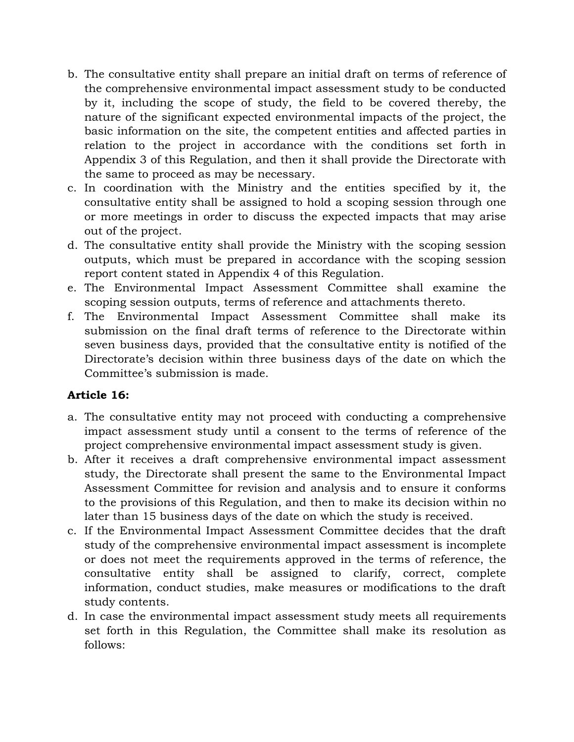b. The consultative entity shall prepare an initial draft on terms of reference of the comprehensive environmental impact assessment study to be conducted by it, including the scope of study, the field to be covered thereby, the nature of the significant expected environmental impacts of the project, the basic information on the site, the competent entities and affected parties in relation to the project in accordance with the conditions set forth in Appendix 3 of this Regulation, and then it shall provide the Directorate with the same to proceed as may be necessary.
c. In coordination with the Ministry and the entities specified by it, the consultative entity shall be assigned to hold a scoping session through one or more meetings in order to discuss the expected impacts that may arise out of the project.
d. The consultative entity shall provide the Ministry with the scoping session outputs, which must be prepared in accordance with the scoping session report content stated in Appendix 4 of this Regulation.
e. The Environmental Impact Assessment Committee shall examine the scoping session outputs, terms of reference and attachments thereto.
f. The Environmental Impact Assessment Committee shall make its submission on the final draft terms of reference to the Directorate within seven business days, provided that the consultative entity is notified of the Directorate's decision within three business days of the date on which the Committee's submission is made.

**Article 16:**

a. The consultative entity may not proceed with conducting a comprehensive impact assessment study until a consent to the terms of reference of the project comprehensive environmental impact assessment study is given.
b. After it receives a draft comprehensive environmental impact assessment study, the Directorate shall present the same to the Environmental Impact Assessment Committee for revision and analysis and to ensure it conforms to the provisions of this Regulation, and then to make its decision within no later than 15 business days of the date on which the study is received.
c. If the Environmental Impact Assessment Committee decides that the draft study of the comprehensive environmental impact assessment is incomplete or does not meet the requirements approved in the terms of reference, the consultative entity shall be assigned to clarify, correct, complete information, conduct studies, make measures or modifications to the draft study contents.
d. In case the environmental impact assessment study meets all requirements set forth in this Regulation, the Committee shall make its resolution as follows: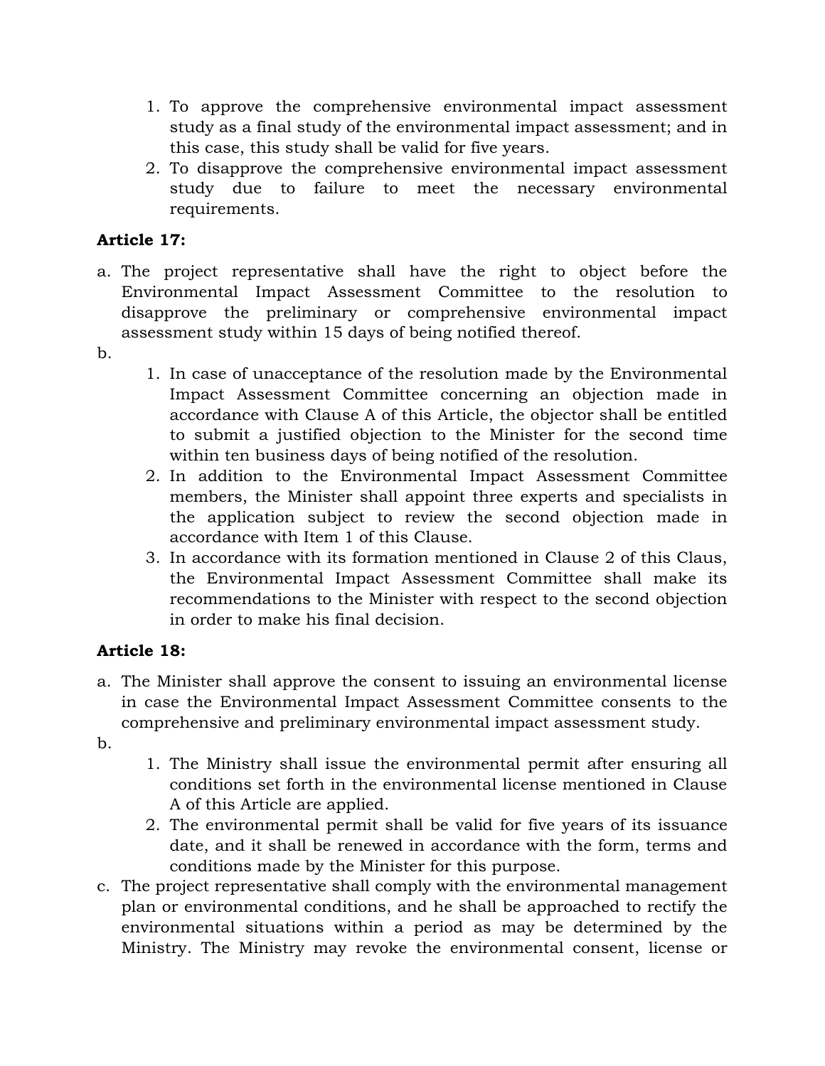1. To approve the comprehensive environmental impact assessment study as a final study of the environmental impact assessment; and in this case, this study shall be valid for five years.
2. To disapprove the comprehensive environmental impact assessment study due to failure to meet the necessary environmental requirements.

**Article 17:**

a. The project representative shall have the right to object before the Environmental Impact Assessment Committee to the resolution to disapprove the preliminary or comprehensive environmental impact assessment study within 15 days of being notified thereof.

b.
   1. In case of unacceptance of the resolution made by the Environmental Impact Assessment Committee concerning an objection made in accordance with Clause A of this Article, the objector shall be entitled to submit a justified objection to the Minister for the second time within ten business days of being notified of the resolution.
   2. In addition to the Environmental Impact Assessment Committee members, the Minister shall appoint three experts and specialists in the application subject to review the second objection made in accordance with Item 1 of this Clause.
   3. In accordance with its formation mentioned in Clause 2 of this Claus, the Environmental Impact Assessment Committee shall make its recommendations to the Minister with respect to the second objection in order to make his final decision.

**Article 18:**

a. The Minister shall approve the consent to issuing an environmental license in case the Environmental Impact Assessment Committee consents to the comprehensive and preliminary environmental impact assessment study.

b.
   1. The Ministry shall issue the environmental permit after ensuring all conditions set forth in the environmental license mentioned in Clause A of this Article are applied.
   2. The environmental permit shall be valid for five years of its issuance date, and it shall be renewed in accordance with the form, terms and conditions made by the Minister for this purpose.

c. The project representative shall comply with the environmental management plan or environmental conditions, and he shall be approached to rectify the environmental situations within a period as may be determined by the Ministry. The Ministry may revoke the environmental consent, license or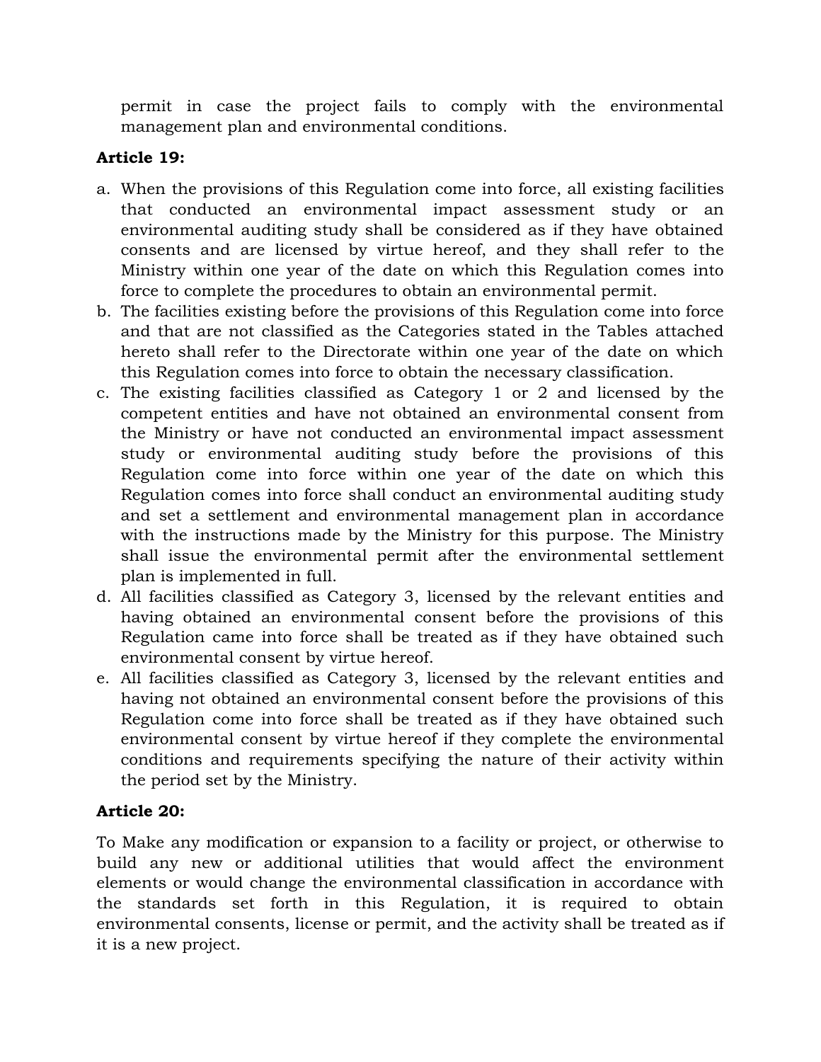permit in case the project fails to comply with the environmental management plan and environmental conditions.

**Article 19:**

a. When the provisions of this Regulation come into force, all existing facilities that conducted an environmental impact assessment study or an environmental auditing study shall be considered as if they have obtained consents and are licensed by virtue hereof, and they shall refer to the Ministry within one year of the date on which this Regulation comes into force to complete the procedures to obtain an environmental permit.
b. The facilities existing before the provisions of this Regulation come into force and that are not classified as the Categories stated in the Tables attached hereto shall refer to the Directorate within one year of the date on which this Regulation comes into force to obtain the necessary classification.
c. The existing facilities classified as Category 1 or 2 and licensed by the competent entities and have not obtained an environmental consent from the Ministry or have not conducted an environmental impact assessment study or environmental auditing study before the provisions of this Regulation come into force within one year of the date on which this Regulation comes into force shall conduct an environmental auditing study and set a settlement and environmental management plan in accordance with the instructions made by the Ministry for this purpose. The Ministry shall issue the environmental permit after the environmental settlement plan is implemented in full.
d. All facilities classified as Category 3, licensed by the relevant entities and having obtained an environmental consent before the provisions of this Regulation came into force shall be treated as if they have obtained such environmental consent by virtue hereof.
e. All facilities classified as Category 3, licensed by the relevant entities and having not obtained an environmental consent before the provisions of this Regulation come into force shall be treated as if they have obtained such environmental consent by virtue hereof if they complete the environmental conditions and requirements specifying the nature of their activity within the period set by the Ministry.

**Article 20:**

To Make any modification or expansion to a facility or project, or otherwise to build any new or additional utilities that would affect the environment elements or would change the environmental classification in accordance with the standards set forth in this Regulation, it is required to obtain environmental consents, license or permit, and the activity shall be treated as if it is a new project.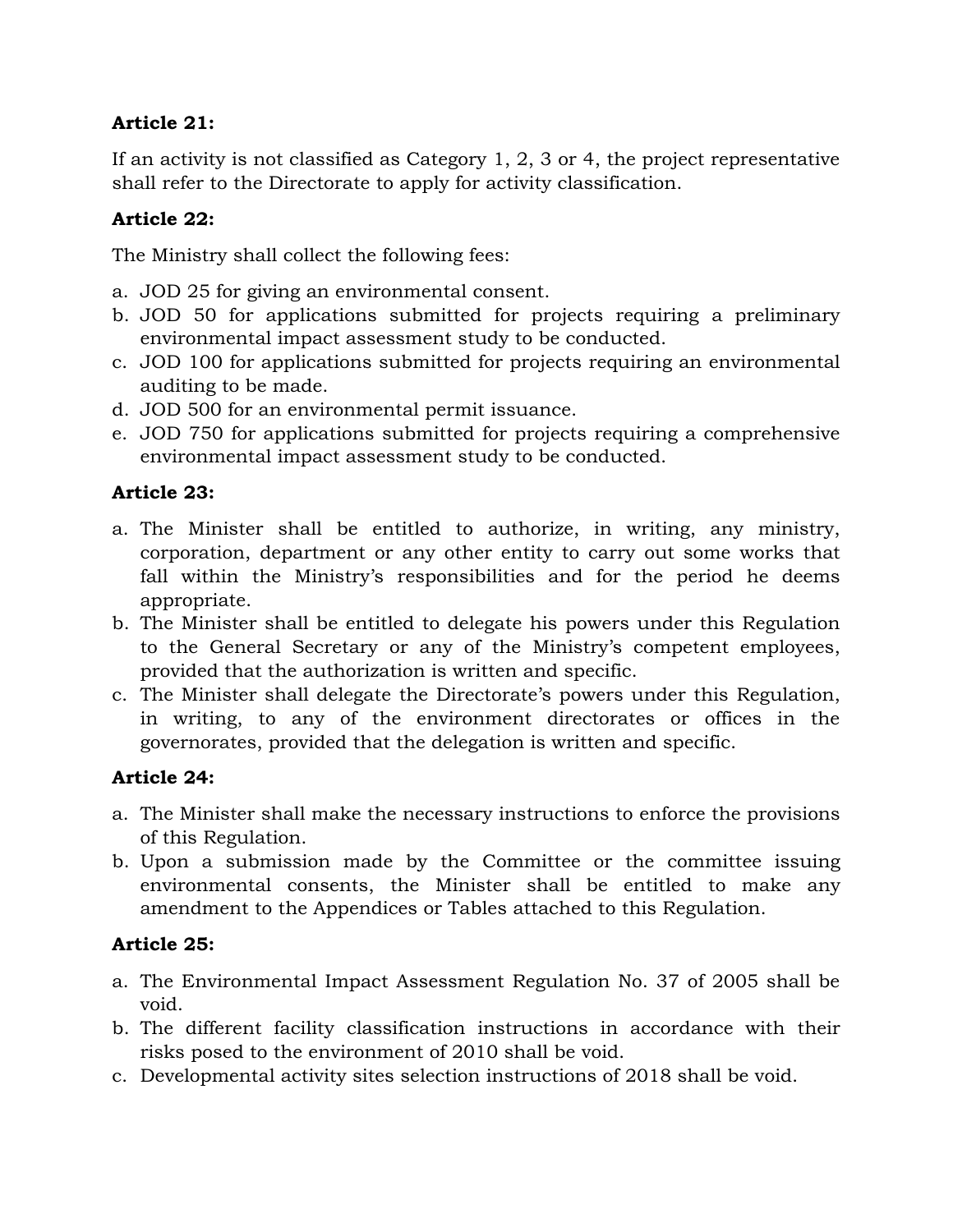**Article 21:**

If an activity is not classified as Category 1, 2, 3 or 4, the project representative shall refer to the Directorate to apply for activity classification.

**Article 22:**

The Ministry shall collect the following fees:

a. JOD 25 for giving an environmental consent.
b. JOD 50 for applications submitted for projects requiring a preliminary environmental impact assessment study to be conducted.
c. JOD 100 for applications submitted for projects requiring an environmental auditing to be made.
d. JOD 500 for an environmental permit issuance.
e. JOD 750 for applications submitted for projects requiring a comprehensive environmental impact assessment study to be conducted.

**Article 23:**

a. The Minister shall be entitled to authorize, in writing, any ministry, corporation, department or any other entity to carry out some works that fall within the Ministry's responsibilities and for the period he deems appropriate.
b. The Minister shall be entitled to delegate his powers under this Regulation to the General Secretary or any of the Ministry's competent employees, provided that the authorization is written and specific.
c. The Minister shall delegate the Directorate's powers under this Regulation, in writing, to any of the environment directorates or offices in the governorates, provided that the delegation is written and specific.

**Article 24:**

a. The Minister shall make the necessary instructions to enforce the provisions of this Regulation.
b. Upon a submission made by the Committee or the committee issuing environmental consents, the Minister shall be entitled to make any amendment to the Appendices or Tables attached to this Regulation.

**Article 25:**

a. The Environmental Impact Assessment Regulation No. 37 of 2005 shall be void.
b. The different facility classification instructions in accordance with their risks posed to the environment of 2010 shall be void.
c. Developmental activity sites selection instructions of 2018 shall be void.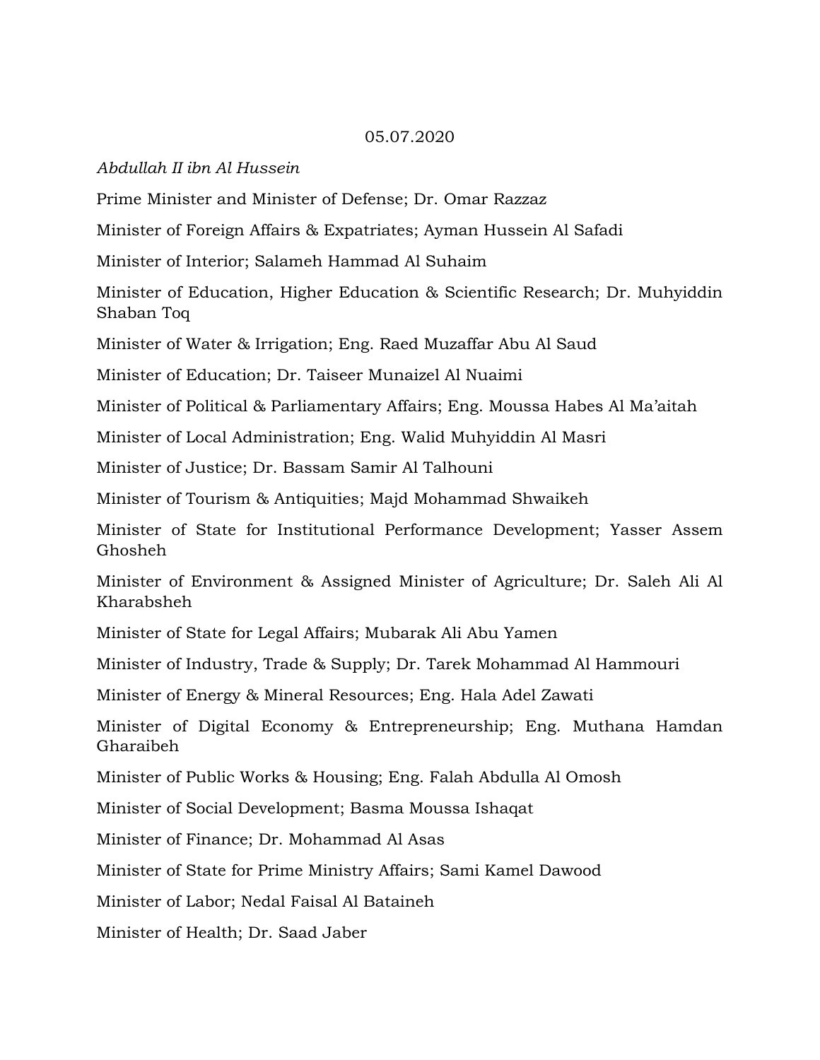05.07.2020

*Abdullah II ibn Al Hussein*

Prime Minister and Minister of Defense; Dr. Omar Razzaz

Minister of Foreign Affairs & Expatriates; Ayman Hussein Al Safadi

Minister of Interior; Salameh Hammad Al Suhaim

Minister of Education, Higher Education & Scientific Research; Dr. Muhyiddin Shaban Toq

Minister of Water & Irrigation; Eng. Raed Muzaffar Abu Al Saud

Minister of Education; Dr. Taiseer Munaizel Al Nuaimi

Minister of Political & Parliamentary Affairs; Eng. Moussa Habes Al Ma'aitah

Minister of Local Administration; Eng. Walid Muhyiddin Al Masri

Minister of Justice; Dr. Bassam Samir Al Talhouni

Minister of Tourism & Antiquities; Majd Mohammad Shwaikeh

Minister of State for Institutional Performance Development; Yasser Assem Ghosheh

Minister of Environment & Assigned Minister of Agriculture; Dr. Saleh Ali Al Kharabsheh

Minister of State for Legal Affairs; Mubarak Ali Abu Yamen

Minister of Industry, Trade & Supply; Dr. Tarek Mohammad Al Hammouri

Minister of Energy & Mineral Resources; Eng. Hala Adel Zawati

Minister of Digital Economy & Entrepreneurship; Eng. Muthana Hamdan Gharaibeh

Minister of Public Works & Housing; Eng. Falah Abdulla Al Omosh

Minister of Social Development; Basma Moussa Ishaqat

Minister of Finance; Dr. Mohammad Al Asas

Minister of State for Prime Ministry Affairs; Sami Kamel Dawood

Minister of Labor; Nedal Faisal Al Bataineh

Minister of Health; Dr. Saad Jaber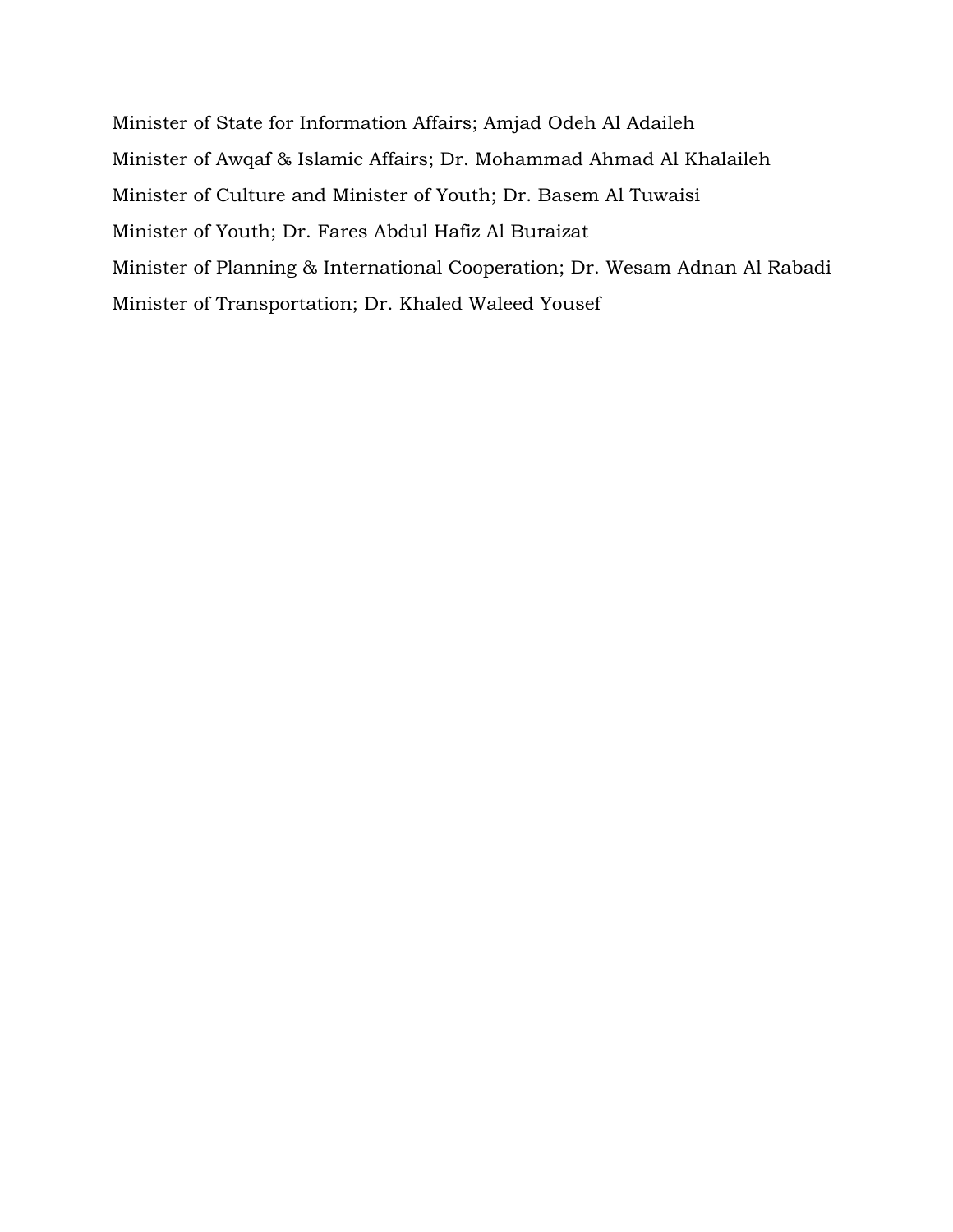Minister of State for Information Affairs; Amjad Odeh Al Adaileh

Minister of Awqaf & Islamic Affairs; Dr. Mohammad Ahmad Al Khalaileh

Minister of Culture and Minister of Youth; Dr. Basem Al Tuwaisi

Minister of Youth; Dr. Fares Abdul Hafiz Al Buraizat

Minister of Planning & International Cooperation; Dr. Wesam Adnan Al Rabadi

Minister of Transportation; Dr. Khaled Waleed Yousef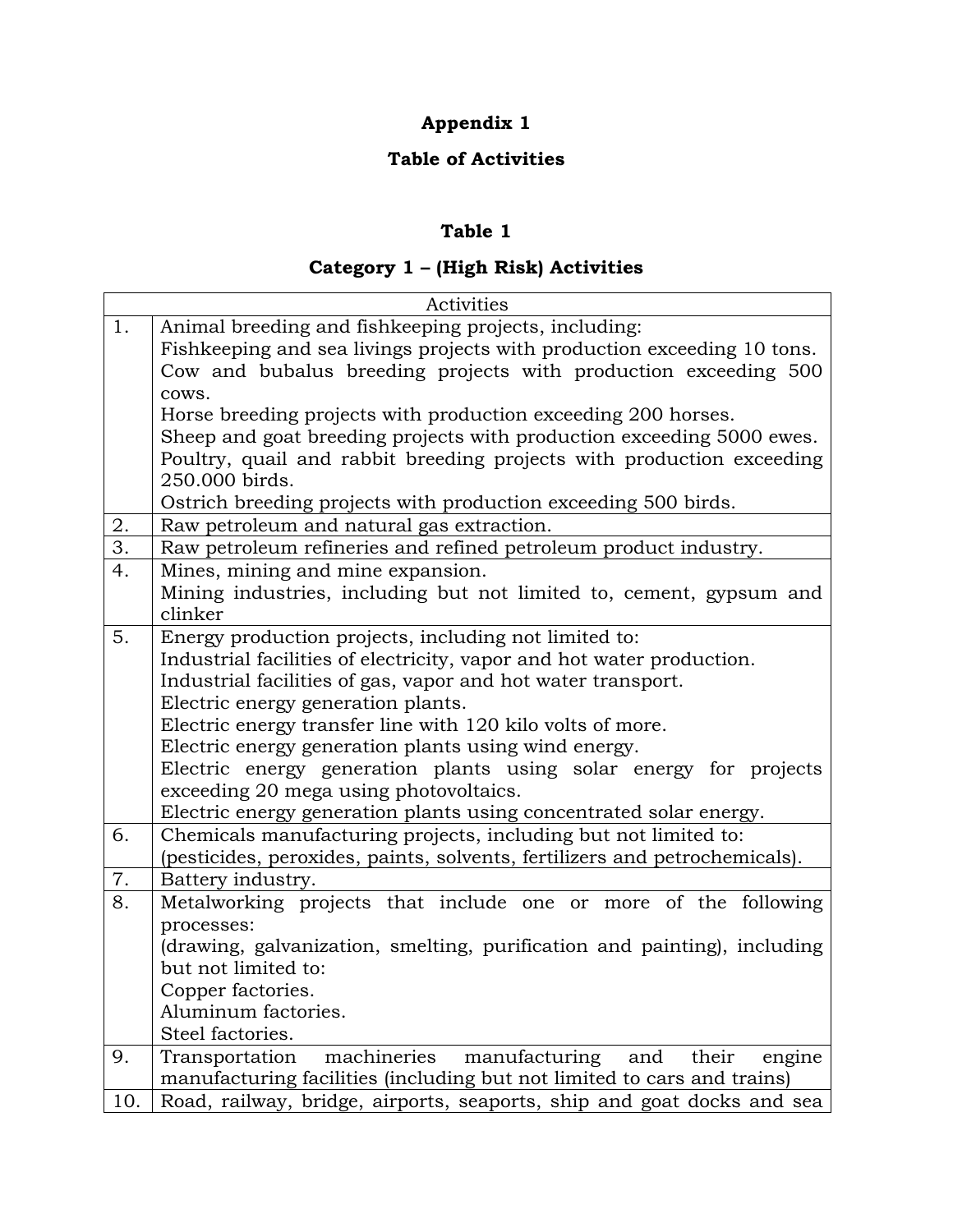## Appendix 1

## Table of Activities

### Table 1

### Category 1 – (High Risk) Activities

| | Activities |
|---|---|
| 1. | Animal breeding and fishkeeping projects, including:<br>Fishkeeping and sea livings projects with production exceeding 10 tons.<br>Cow and bubalus breeding projects with production exceeding 500 cows.<br>Horse breeding projects with production exceeding 200 horses.<br>Sheep and goat breeding projects with production exceeding 5000 ewes.<br>Poultry, quail and rabbit breeding projects with production exceeding 250.000 birds.<br>Ostrich breeding projects with production exceeding 500 birds. |
| 2. | Raw petroleum and natural gas extraction. |
| 3. | Raw petroleum refineries and refined petroleum product industry. |
| 4. | Mines, mining and mine expansion.<br>Mining industries, including but not limited to, cement, gypsum and clinker |
| 5. | Energy production projects, including not limited to:<br>Industrial facilities of electricity, vapor and hot water production.<br>Industrial facilities of gas, vapor and hot water transport.<br>Electric energy generation plants.<br>Electric energy transfer line with 120 kilo volts of more.<br>Electric energy generation plants using wind energy.<br>Electric energy generation plants using solar energy for projects exceeding 20 mega using photovoltaics.<br>Electric energy generation plants using concentrated solar energy. |
| 6. | Chemicals manufacturing projects, including but not limited to:<br>(pesticides, peroxides, paints, solvents, fertilizers and petrochemicals). |
| 7. | Battery industry. |
| 8. | Metalworking projects that include one or more of the following processes:<br>(drawing, galvanization, smelting, purification and painting), including but not limited to:<br>Copper factories.<br>Aluminum factories.<br>Steel factories. |
| 9. | Transportation machineries manufacturing and their engine manufacturing facilities (including but not limited to cars and trains) |
| 10. | Road, railway, bridge, airports, seaports, ship and goat docks and sea |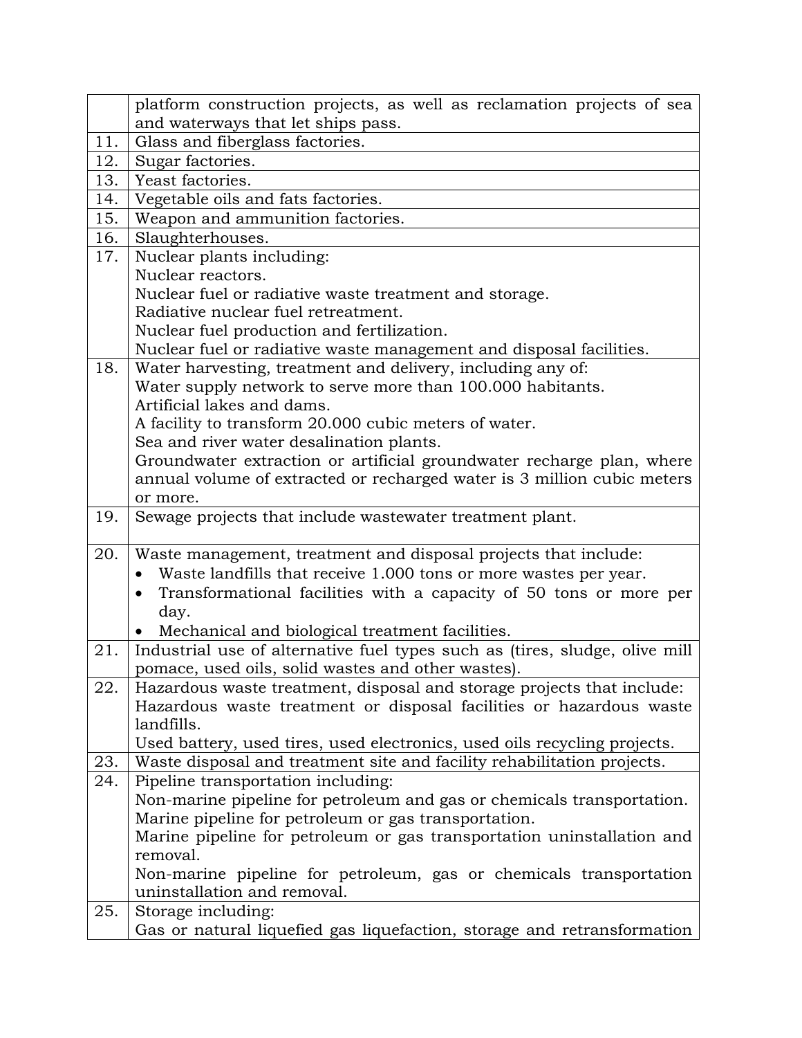| | |
|---|---|
| | platform construction projects, as well as reclamation projects of sea and waterways that let ships pass. |
| 11. | Glass and fiberglass factories. |
| 12. | Sugar factories. |
| 13. | Yeast factories. |
| 14. | Vegetable oils and fats factories. |
| 15. | Weapon and ammunition factories. |
| 16. | Slaughterhouses. |
| 17. | Nuclear plants including:<br>Nuclear reactors.<br>Nuclear fuel or radiative waste treatment and storage.<br>Radiative nuclear fuel retreatment.<br>Nuclear fuel production and fertilization.<br>Nuclear fuel or radiative waste management and disposal facilities. |
| 18. | Water harvesting, treatment and delivery, including any of:<br>Water supply network to serve more than 100.000 habitants.<br>Artificial lakes and dams.<br>A facility to transform 20.000 cubic meters of water.<br>Sea and river water desalination plants.<br>Groundwater extraction or artificial groundwater recharge plan, where annual volume of extracted or recharged water is 3 million cubic meters or more. |
| 19. | Sewage projects that include wastewater treatment plant. |
| 20. | Waste management, treatment and disposal projects that include:<br>• Waste landfills that receive 1.000 tons or more wastes per year.<br>• Transformational facilities with a capacity of 50 tons or more per day.<br>• Mechanical and biological treatment facilities. |
| 21. | Industrial use of alternative fuel types such as (tires, sludge, olive mill pomace, used oils, solid wastes and other wastes). |
| 22. | Hazardous waste treatment, disposal and storage projects that include:<br>Hazardous waste treatment or disposal facilities or hazardous waste landfills.<br>Used battery, used tires, used electronics, used oils recycling projects. |
| 23. | Waste disposal and treatment site and facility rehabilitation projects. |
| 24. | Pipeline transportation including:<br>Non-marine pipeline for petroleum and gas or chemicals transportation.<br>Marine pipeline for petroleum or gas transportation.<br>Marine pipeline for petroleum or gas transportation uninstallation and removal.<br>Non-marine pipeline for petroleum, gas or chemicals transportation uninstallation and removal. |
| 25. | Storage including:<br>Gas or natural liquefied gas liquefaction, storage and retransformation |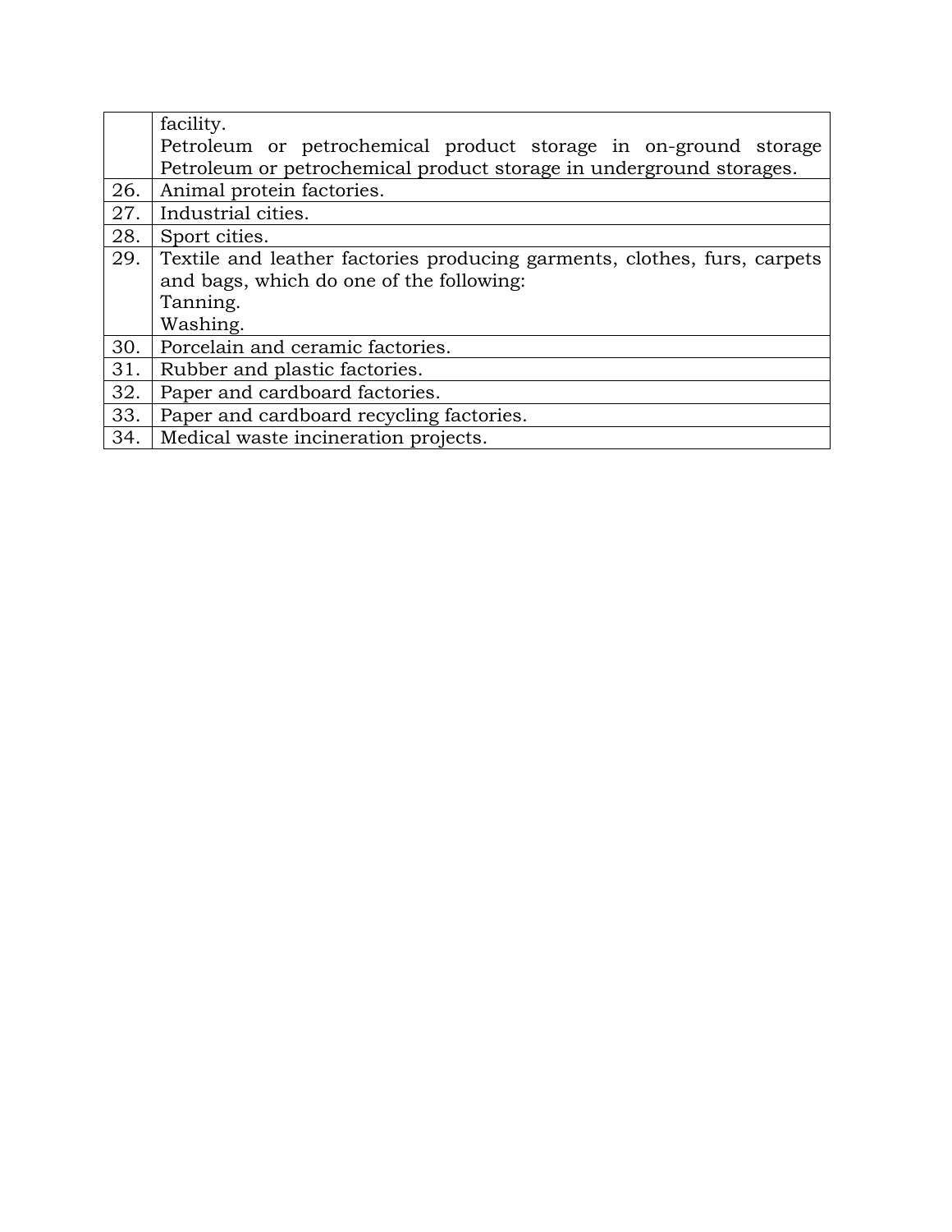| | |
|---|---|
| | facility.<br>Petroleum or petrochemical product storage in on-ground storage<br>Petroleum or petrochemical product storage in underground storages. |
| 26. | Animal protein factories. |
| 27. | Industrial cities. |
| 28. | Sport cities. |
| 29. | Textile and leather factories producing garments, clothes, furs, carpets and bags, which do one of the following:<br>Tanning.<br>Washing. |
| 30. | Porcelain and ceramic factories. |
| 31. | Rubber and plastic factories. |
| 32. | Paper and cardboard factories. |
| 33. | Paper and cardboard recycling factories. |
| 34. | Medical waste incineration projects. |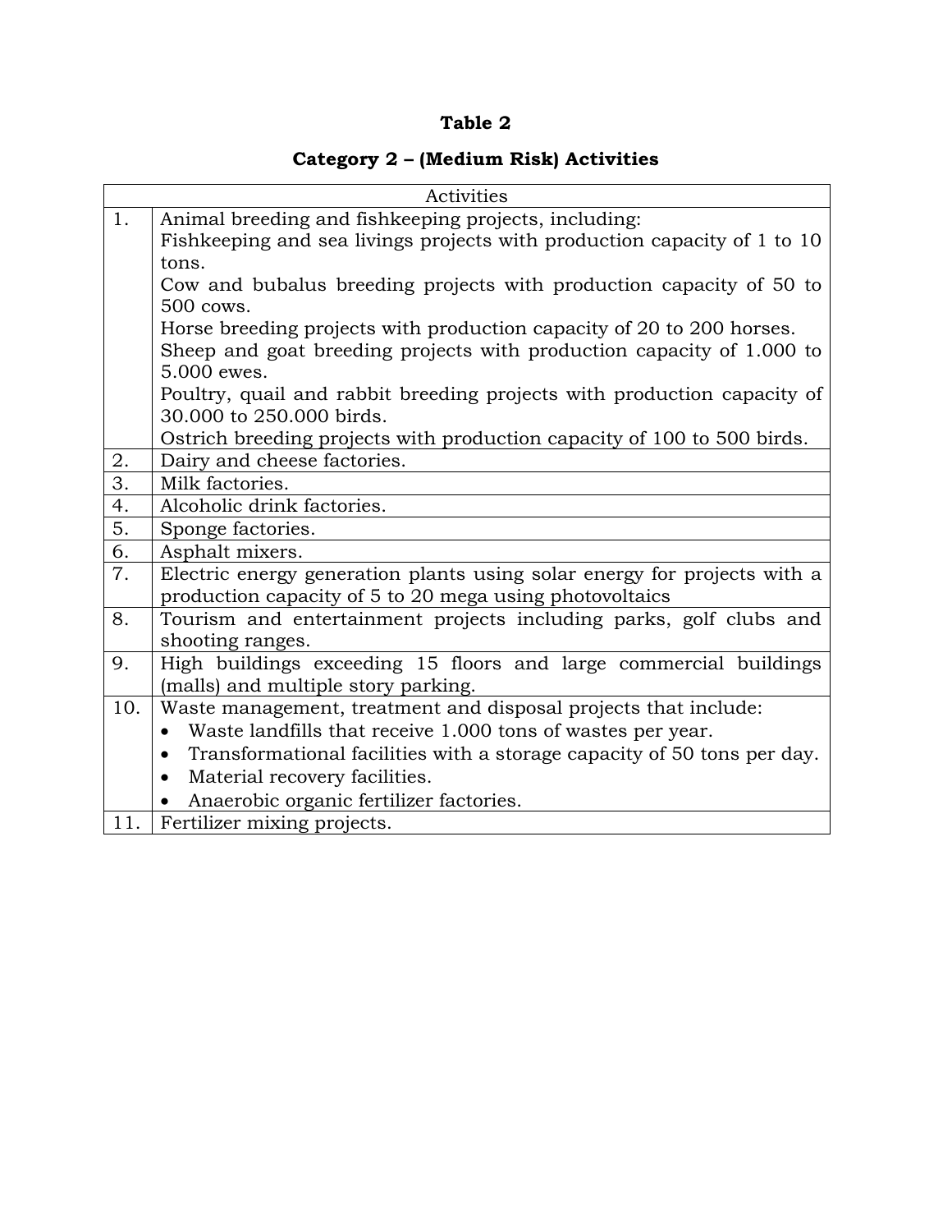**Table 2**

**Category 2 – (Medium Risk) Activities**

| | Activities |
|---|---|
| 1. | Animal breeding and fishkeeping projects, including:<br>Fishkeeping and sea livings projects with production capacity of 1 to 10 tons.<br>Cow and bubalus breeding projects with production capacity of 50 to 500 cows.<br>Horse breeding projects with production capacity of 20 to 200 horses.<br>Sheep and goat breeding projects with production capacity of 1.000 to 5.000 ewes.<br>Poultry, quail and rabbit breeding projects with production capacity of 30.000 to 250.000 birds.<br>Ostrich breeding projects with production capacity of 100 to 500 birds. |
| 2. | Dairy and cheese factories. |
| 3. | Milk factories. |
| 4. | Alcoholic drink factories. |
| 5. | Sponge factories. |
| 6. | Asphalt mixers. |
| 7. | Electric energy generation plants using solar energy for projects with a production capacity of 5 to 20 mega using photovoltaics |
| 8. | Tourism and entertainment projects including parks, golf clubs and shooting ranges. |
| 9. | High buildings exceeding 15 floors and large commercial buildings (malls) and multiple story parking. |
| 10. | Waste management, treatment and disposal projects that include:<br>• Waste landfills that receive 1.000 tons of wastes per year.<br>• Transformational facilities with a storage capacity of 50 tons per day.<br>• Material recovery facilities.<br>• Anaerobic organic fertilizer factories. |
| 11. | Fertilizer mixing projects. |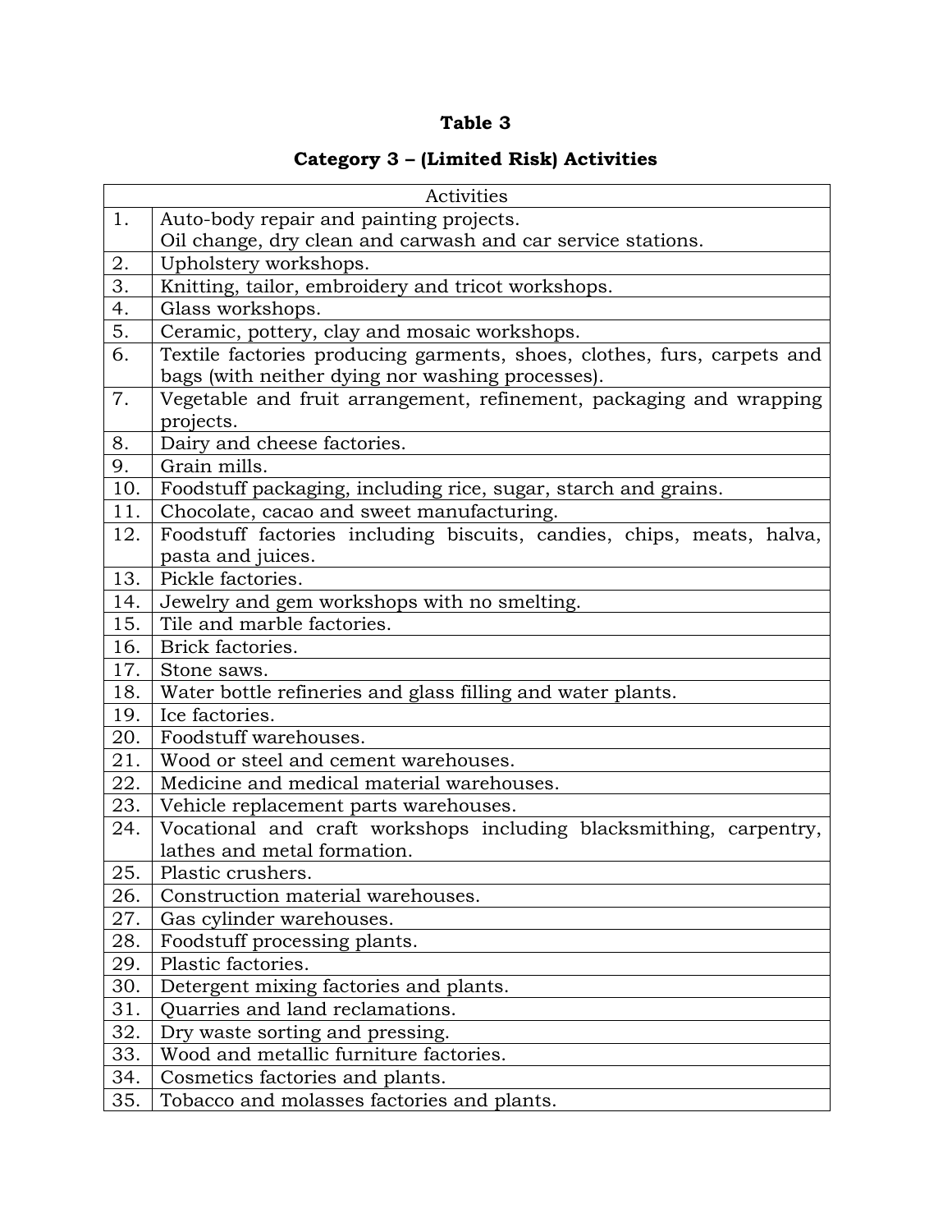**Table 3**

**Category 3 – (Limited Risk) Activities**

| | Activities |
|---|---|
| 1. | Auto-body repair and painting projects.<br>Oil change, dry clean and carwash and car service stations. |
| 2. | Upholstery workshops. |
| 3. | Knitting, tailor, embroidery and tricot workshops. |
| 4. | Glass workshops. |
| 5. | Ceramic, pottery, clay and mosaic workshops. |
| 6. | Textile factories producing garments, shoes, clothes, furs, carpets and bags (with neither dying nor washing processes). |
| 7. | Vegetable and fruit arrangement, refinement, packaging and wrapping projects. |
| 8. | Dairy and cheese factories. |
| 9. | Grain mills. |
| 10. | Foodstuff packaging, including rice, sugar, starch and grains. |
| 11. | Chocolate, cacao and sweet manufacturing. |
| 12. | Foodstuff factories including biscuits, candies, chips, meats, halva, pasta and juices. |
| 13. | Pickle factories. |
| 14. | Jewelry and gem workshops with no smelting. |
| 15. | Tile and marble factories. |
| 16. | Brick factories. |
| 17. | Stone saws. |
| 18. | Water bottle refineries and glass filling and water plants. |
| 19. | Ice factories. |
| 20. | Foodstuff warehouses. |
| 21. | Wood or steel and cement warehouses. |
| 22. | Medicine and medical material warehouses. |
| 23. | Vehicle replacement parts warehouses. |
| 24. | Vocational and craft workshops including blacksmithing, carpentry, lathes and metal formation. |
| 25. | Plastic crushers. |
| 26. | Construction material warehouses. |
| 27. | Gas cylinder warehouses. |
| 28. | Foodstuff processing plants. |
| 29. | Plastic factories. |
| 30. | Detergent mixing factories and plants. |
| 31. | Quarries and land reclamations. |
| 32. | Dry waste sorting and pressing. |
| 33. | Wood and metallic furniture factories. |
| 34. | Cosmetics factories and plants. |
| 35. | Tobacco and molasses factories and plants. |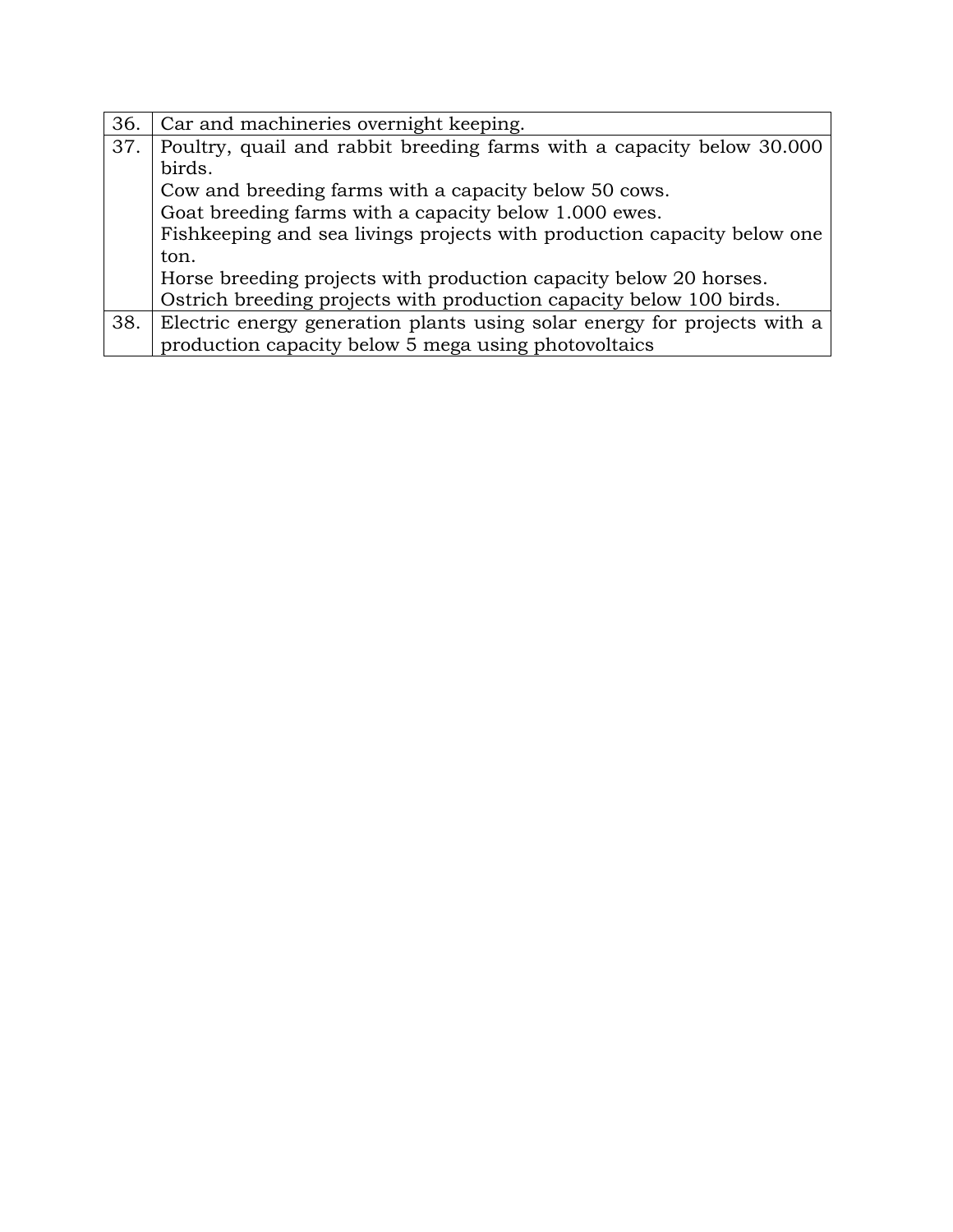| | |
|---|---|
| 36. | Car and machineries overnight keeping. |
| 37. | Poultry, quail and rabbit breeding farms with a capacity below 30.000 birds.<br>Cow and breeding farms with a capacity below 50 cows.<br>Goat breeding farms with a capacity below 1.000 ewes.<br>Fishkeeping and sea livings projects with production capacity below one ton.<br>Horse breeding projects with production capacity below 20 horses.<br>Ostrich breeding projects with production capacity below 100 birds. |
| 38. | Electric energy generation plants using solar energy for projects with a production capacity below 5 mega using photovoltaics |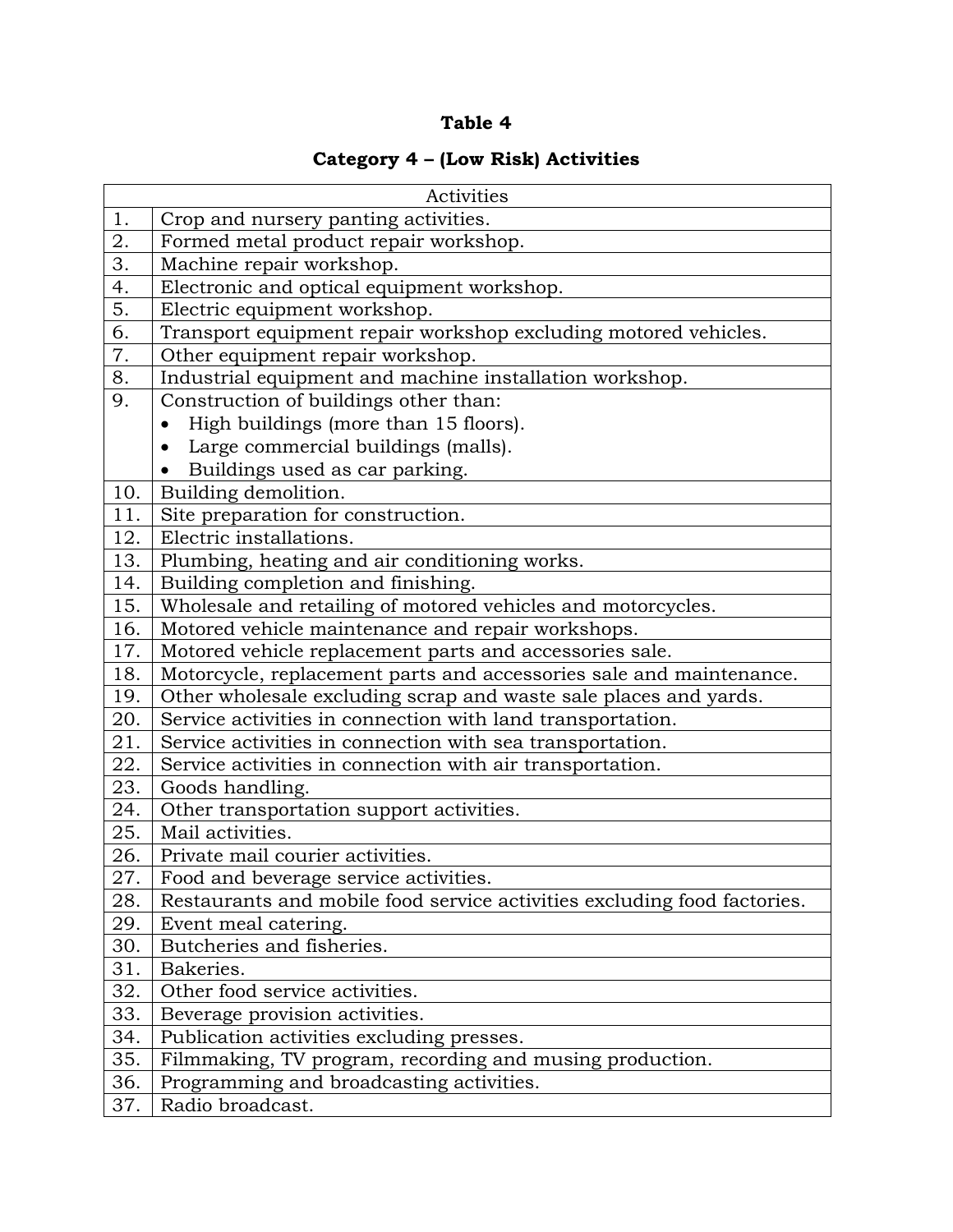**Table 4**

**Category 4 – (Low Risk) Activities**

| Activities | |
|---|---|
| 1. | Crop and nursery panting activities. |
| 2. | Formed metal product repair workshop. |
| 3. | Machine repair workshop. |
| 4. | Electronic and optical equipment workshop. |
| 5. | Electric equipment workshop. |
| 6. | Transport equipment repair workshop excluding motored vehicles. |
| 7. | Other equipment repair workshop. |
| 8. | Industrial equipment and machine installation workshop. |
| 9. | Construction of buildings other than: <br>• High buildings (more than 15 floors). <br>• Large commercial buildings (malls). <br>• Buildings used as car parking. |
| 10. | Building demolition. |
| 11. | Site preparation for construction. |
| 12. | Electric installations. |
| 13. | Plumbing, heating and air conditioning works. |
| 14. | Building completion and finishing. |
| 15. | Wholesale and retailing of motored vehicles and motorcycles. |
| 16. | Motored vehicle maintenance and repair workshops. |
| 17. | Motored vehicle replacement parts and accessories sale. |
| 18. | Motorcycle, replacement parts and accessories sale and maintenance. |
| 19. | Other wholesale excluding scrap and waste sale places and yards. |
| 20. | Service activities in connection with land transportation. |
| 21. | Service activities in connection with sea transportation. |
| 22. | Service activities in connection with air transportation. |
| 23. | Goods handling. |
| 24. | Other transportation support activities. |
| 25. | Mail activities. |
| 26. | Private mail courier activities. |
| 27. | Food and beverage service activities. |
| 28. | Restaurants and mobile food service activities excluding food factories. |
| 29. | Event meal catering. |
| 30. | Butcheries and fisheries. |
| 31. | Bakeries. |
| 32. | Other food service activities. |
| 33. | Beverage provision activities. |
| 34. | Publication activities excluding presses. |
| 35. | Filmmaking, TV program, recording and musing production. |
| 36. | Programming and broadcasting activities. |
| 37. | Radio broadcast. |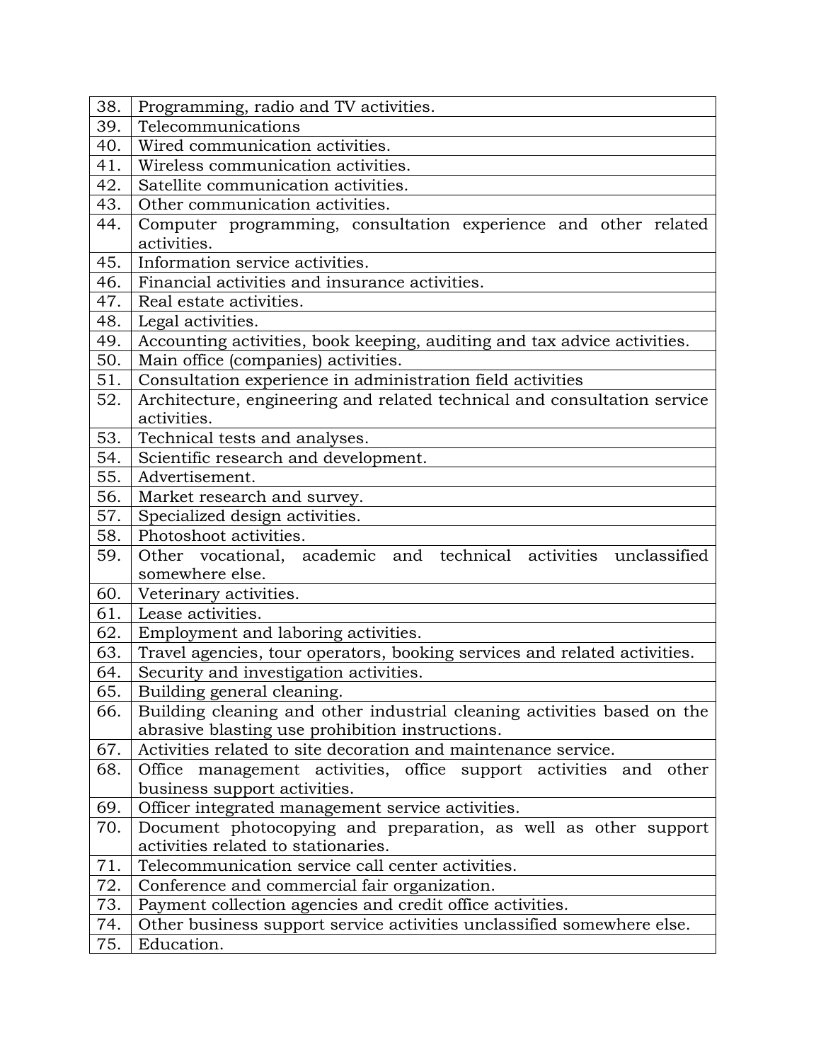| | |
|---|---|
| 38. | Programming, radio and TV activities. |
| 39. | Telecommunications |
| 40. | Wired communication activities. |
| 41. | Wireless communication activities. |
| 42. | Satellite communication activities. |
| 43. | Other communication activities. |
| 44. | Computer programming, consultation experience and other related activities. |
| 45. | Information service activities. |
| 46. | Financial activities and insurance activities. |
| 47. | Real estate activities. |
| 48. | Legal activities. |
| 49. | Accounting activities, book keeping, auditing and tax advice activities. |
| 50. | Main office (companies) activities. |
| 51. | Consultation experience in administration field activities |
| 52. | Architecture, engineering and related technical and consultation service activities. |
| 53. | Technical tests and analyses. |
| 54. | Scientific research and development. |
| 55. | Advertisement. |
| 56. | Market research and survey. |
| 57. | Specialized design activities. |
| 58. | Photoshoot activities. |
| 59. | Other vocational, academic and technical activities unclassified somewhere else. |
| 60. | Veterinary activities. |
| 61. | Lease activities. |
| 62. | Employment and laboring activities. |
| 63. | Travel agencies, tour operators, booking services and related activities. |
| 64. | Security and investigation activities. |
| 65. | Building general cleaning. |
| 66. | Building cleaning and other industrial cleaning activities based on the abrasive blasting use prohibition instructions. |
| 67. | Activities related to site decoration and maintenance service. |
| 68. | Office management activities, office support activities and other business support activities. |
| 69. | Officer integrated management service activities. |
| 70. | Document photocopying and preparation, as well as other support activities related to stationaries. |
| 71. | Telecommunication service call center activities. |
| 72. | Conference and commercial fair organization. |
| 73. | Payment collection agencies and credit office activities. |
| 74. | Other business support service activities unclassified somewhere else. |
| 75. | Education. |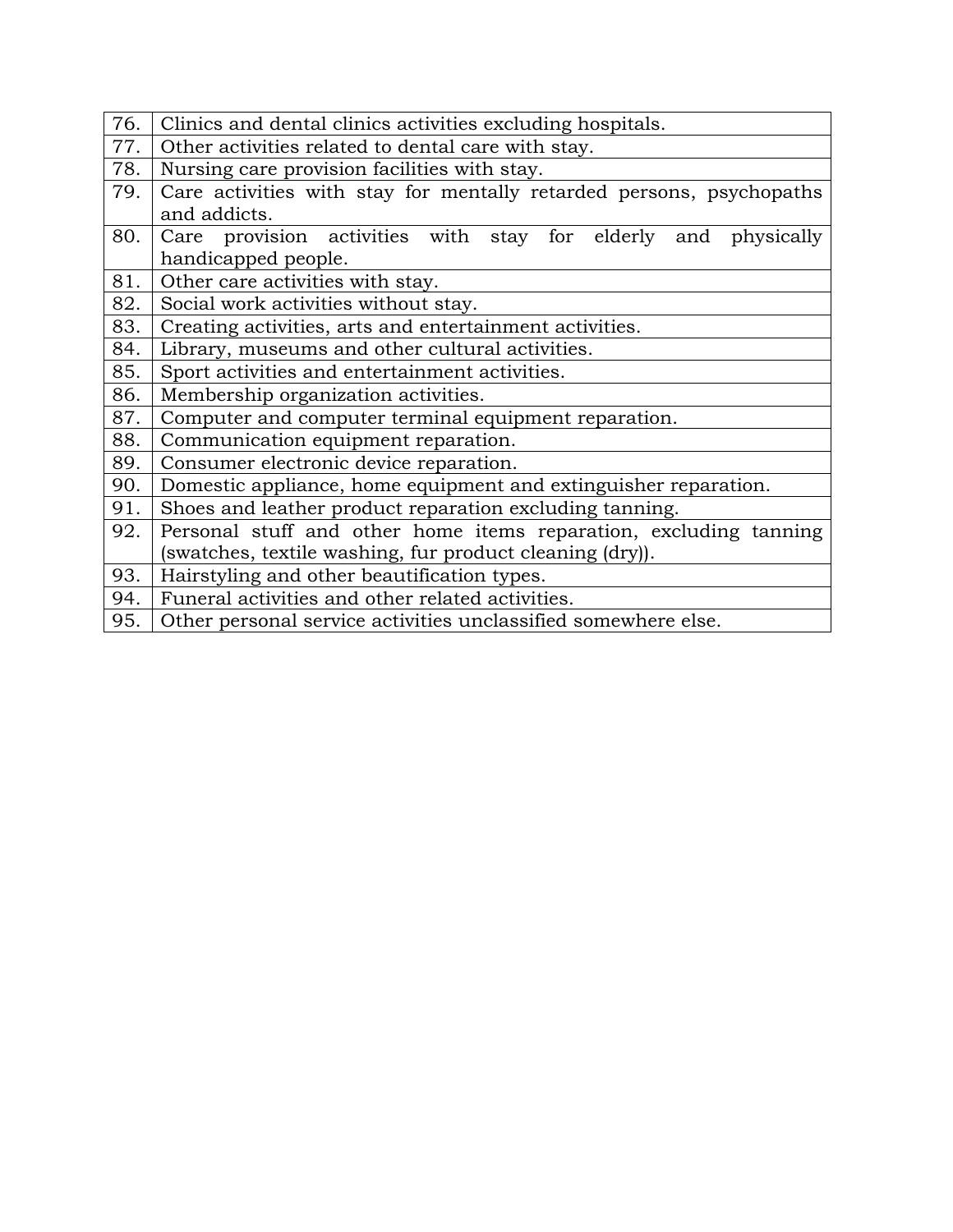| | |
|---|---|
| 76. | Clinics and dental clinics activities excluding hospitals. |
| 77. | Other activities related to dental care with stay. |
| 78. | Nursing care provision facilities with stay. |
| 79. | Care activities with stay for mentally retarded persons, psychopaths and addicts. |
| 80. | Care provision activities with stay for elderly and physically handicapped people. |
| 81. | Other care activities with stay. |
| 82. | Social work activities without stay. |
| 83. | Creating activities, arts and entertainment activities. |
| 84. | Library, museums and other cultural activities. |
| 85. | Sport activities and entertainment activities. |
| 86. | Membership organization activities. |
| 87. | Computer and computer terminal equipment reparation. |
| 88. | Communication equipment reparation. |
| 89. | Consumer electronic device reparation. |
| 90. | Domestic appliance, home equipment and extinguisher reparation. |
| 91. | Shoes and leather product reparation excluding tanning. |
| 92. | Personal stuff and other home items reparation, excluding tanning (swatches, textile washing, fur product cleaning (dry)). |
| 93. | Hairstyling and other beautification types. |
| 94. | Funeral activities and other related activities. |
| 95. | Other personal service activities unclassified somewhere else. |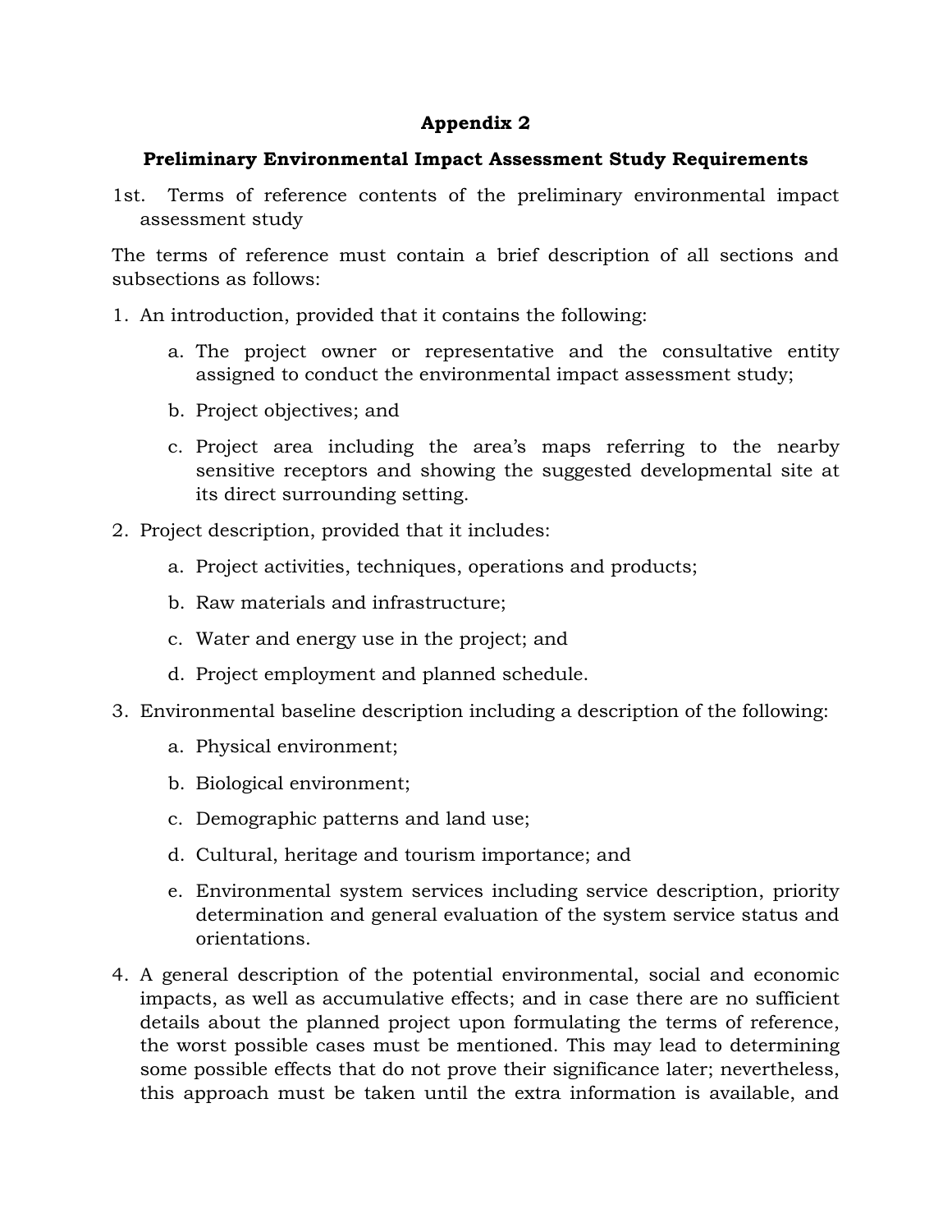## Appendix 2

### Preliminary Environmental Impact Assessment Study Requirements

1st. Terms of reference contents of the preliminary environmental impact assessment study

The terms of reference must contain a brief description of all sections and subsections as follows:

1. An introduction, provided that it contains the following:
   a. The project owner or representative and the consultative entity assigned to conduct the environmental impact assessment study;
   b. Project objectives; and
   c. Project area including the area's maps referring to the nearby sensitive receptors and showing the suggested developmental site at its direct surrounding setting.
2. Project description, provided that it includes:
   a. Project activities, techniques, operations and products;
   b. Raw materials and infrastructure;
   c. Water and energy use in the project; and
   d. Project employment and planned schedule.
3. Environmental baseline description including a description of the following:
   a. Physical environment;
   b. Biological environment;
   c. Demographic patterns and land use;
   d. Cultural, heritage and tourism importance; and
   e. Environmental system services including service description, priority determination and general evaluation of the system service status and orientations.
4. A general description of the potential environmental, social and economic impacts, as well as accumulative effects; and in case there are no sufficient details about the planned project upon formulating the terms of reference, the worst possible cases must be mentioned. This may lead to determining some possible effects that do not prove their significance later; nevertheless, this approach must be taken until the extra information is available, and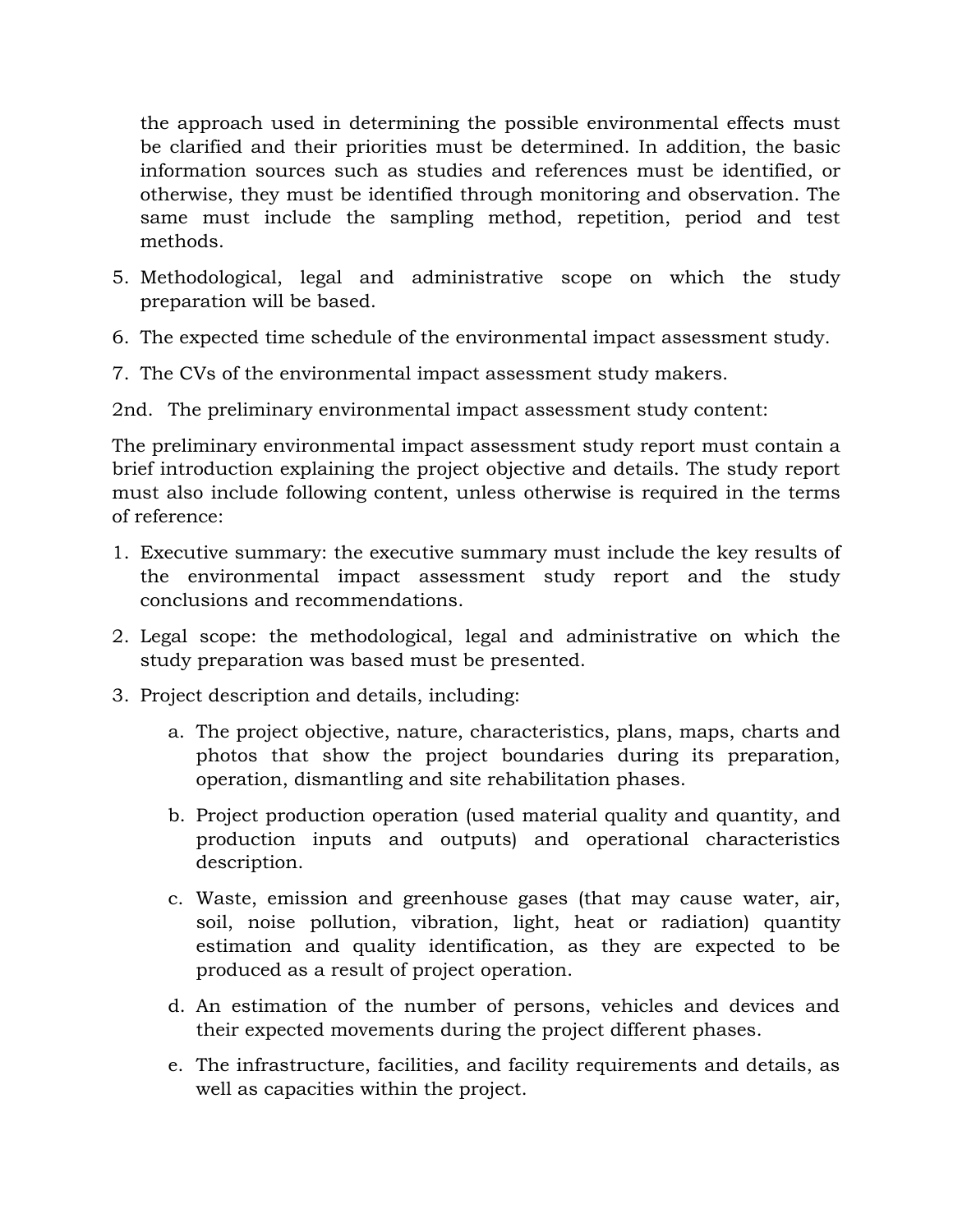the approach used in determining the possible environmental effects must be clarified and their priorities must be determined. In addition, the basic information sources such as studies and references must be identified, or otherwise, they must be identified through monitoring and observation. The same must include the sampling method, repetition, period and test methods.

5. Methodological, legal and administrative scope on which the study preparation will be based.
6. The expected time schedule of the environmental impact assessment study.
7. The CVs of the environmental impact assessment study makers.

2nd. The preliminary environmental impact assessment study content:

The preliminary environmental impact assessment study report must contain a brief introduction explaining the project objective and details. The study report must also include following content, unless otherwise is required in the terms of reference:

1. Executive summary: the executive summary must include the key results of the environmental impact assessment study report and the study conclusions and recommendations.
2. Legal scope: the methodological, legal and administrative on which the study preparation was based must be presented.
3. Project description and details, including:
    a. The project objective, nature, characteristics, plans, maps, charts and photos that show the project boundaries during its preparation, operation, dismantling and site rehabilitation phases.
    b. Project production operation (used material quality and quantity, and production inputs and outputs) and operational characteristics description.
    c. Waste, emission and greenhouse gases (that may cause water, air, soil, noise pollution, vibration, light, heat or radiation) quantity estimation and quality identification, as they are expected to be produced as a result of project operation.
    d. An estimation of the number of persons, vehicles and devices and their expected movements during the project different phases.
    e. The infrastructure, facilities, and facility requirements and details, as well as capacities within the project.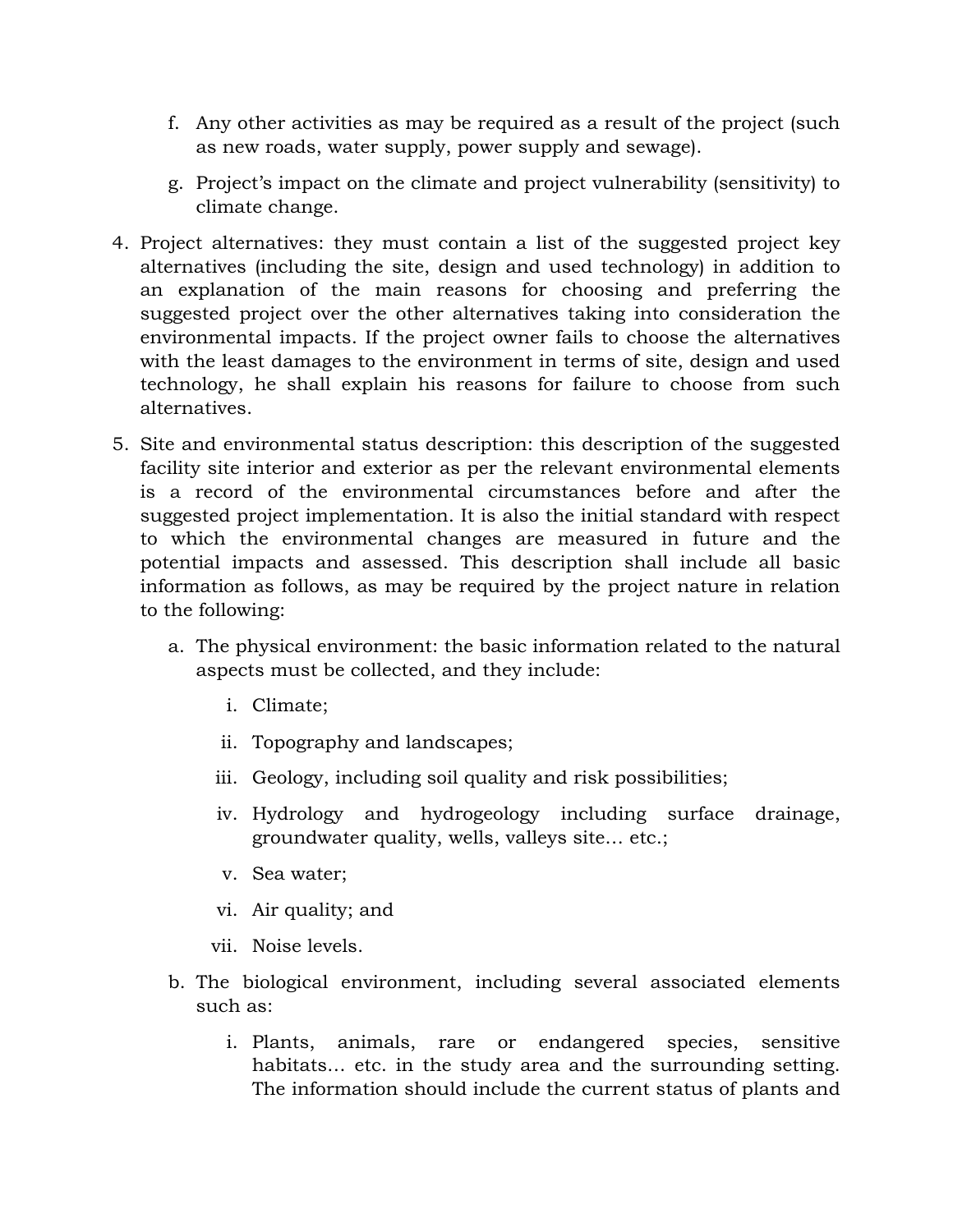f. Any other activities as may be required as a result of the project (such as new roads, water supply, power supply and sewage).

g. Project's impact on the climate and project vulnerability (sensitivity) to climate change.

4. Project alternatives: they must contain a list of the suggested project key alternatives (including the site, design and used technology) in addition to an explanation of the main reasons for choosing and preferring the suggested project over the other alternatives taking into consideration the environmental impacts. If the project owner fails to choose the alternatives with the least damages to the environment in terms of site, design and used technology, he shall explain his reasons for failure to choose from such alternatives.

5. Site and environmental status description: this description of the suggested facility site interior and exterior as per the relevant environmental elements is a record of the environmental circumstances before and after the suggested project implementation. It is also the initial standard with respect to which the environmental changes are measured in future and the potential impacts and assessed. This description shall include all basic information as follows, as may be required by the project nature in relation to the following:

   a. The physical environment: the basic information related to the natural aspects must be collected, and they include:

      i. Climate;

      ii. Topography and landscapes;

      iii. Geology, including soil quality and risk possibilities;

      iv. Hydrology and hydrogeology including surface drainage, groundwater quality, wells, valleys site… etc.;

      v. Sea water;

      vi. Air quality; and

      vii. Noise levels.

   b. The biological environment, including several associated elements such as:

      i. Plants, animals, rare or endangered species, sensitive habitats… etc. in the study area and the surrounding setting. The information should include the current status of plants and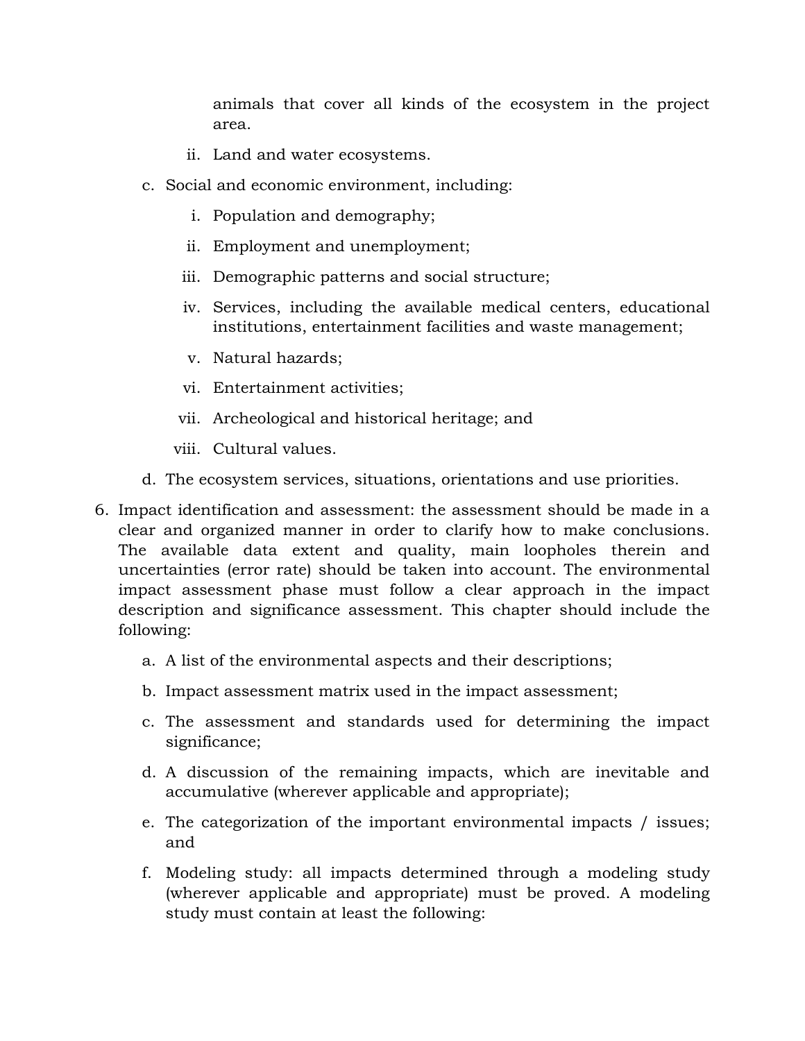animals that cover all kinds of the ecosystem in the project area.

ii. Land and water ecosystems.

c. Social and economic environment, including:

i. Population and demography;

ii. Employment and unemployment;

iii. Demographic patterns and social structure;

iv. Services, including the available medical centers, educational institutions, entertainment facilities and waste management;

v. Natural hazards;

vi. Entertainment activities;

vii. Archeological and historical heritage; and

viii. Cultural values.

d. The ecosystem services, situations, orientations and use priorities.

6. Impact identification and assessment: the assessment should be made in a clear and organized manner in order to clarify how to make conclusions. The available data extent and quality, main loopholes therein and uncertainties (error rate) should be taken into account. The environmental impact assessment phase must follow a clear approach in the impact description and significance assessment. This chapter should include the following:

   a. A list of the environmental aspects and their descriptions;

   b. Impact assessment matrix used in the impact assessment;

   c. The assessment and standards used for determining the impact significance;

   d. A discussion of the remaining impacts, which are inevitable and accumulative (wherever applicable and appropriate);

   e. The categorization of the important environmental impacts / issues; and

   f. Modeling study: all impacts determined through a modeling study (wherever applicable and appropriate) must be proved. A modeling study must contain at least the following: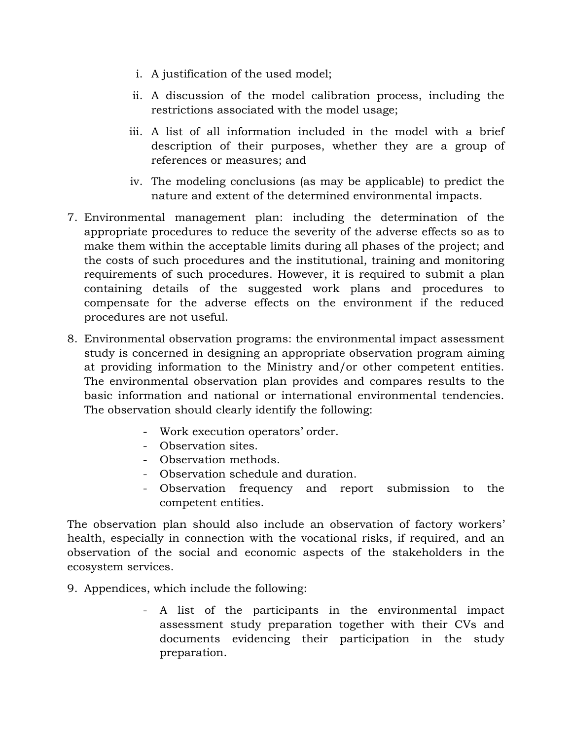i. A justification of the used model;

ii. A discussion of the model calibration process, including the restrictions associated with the model usage;

iii. A list of all information included in the model with a brief description of their purposes, whether they are a group of references or measures; and

iv. The modeling conclusions (as may be applicable) to predict the nature and extent of the determined environmental impacts.

7. Environmental management plan: including the determination of the appropriate procedures to reduce the severity of the adverse effects so as to make them within the acceptable limits during all phases of the project; and the costs of such procedures and the institutional, training and monitoring requirements of such procedures. However, it is required to submit a plan containing details of the suggested work plans and procedures to compensate for the adverse effects on the environment if the reduced procedures are not useful.

8. Environmental observation programs: the environmental impact assessment study is concerned in designing an appropriate observation program aiming at providing information to the Ministry and/or other competent entities. The environmental observation plan provides and compares results to the basic information and national or international environmental tendencies. The observation should clearly identify the following:

   - Work execution operators' order.
   - Observation sites.
   - Observation methods.
   - Observation schedule and duration.
   - Observation frequency and report submission to the competent entities.

The observation plan should also include an observation of factory workers' health, especially in connection with the vocational risks, if required, and an observation of the social and economic aspects of the stakeholders in the ecosystem services.

9. Appendices, which include the following:

   - A list of the participants in the environmental impact assessment study preparation together with their CVs and documents evidencing their participation in the study preparation.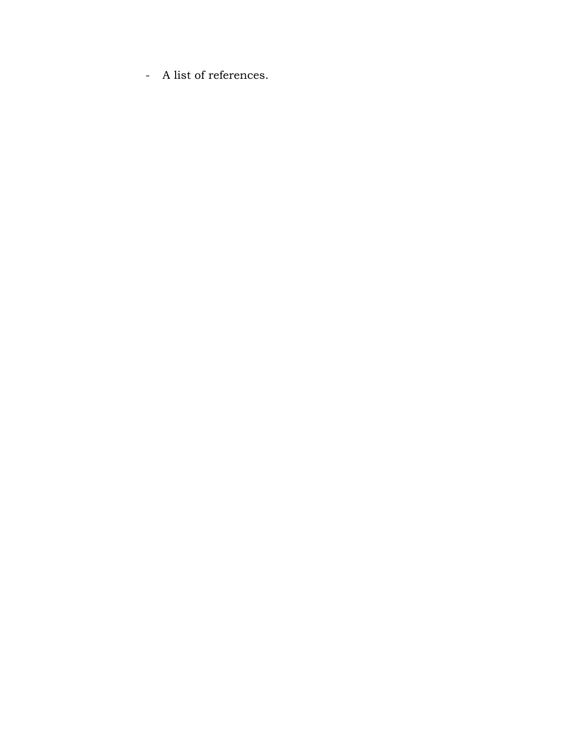- A list of references.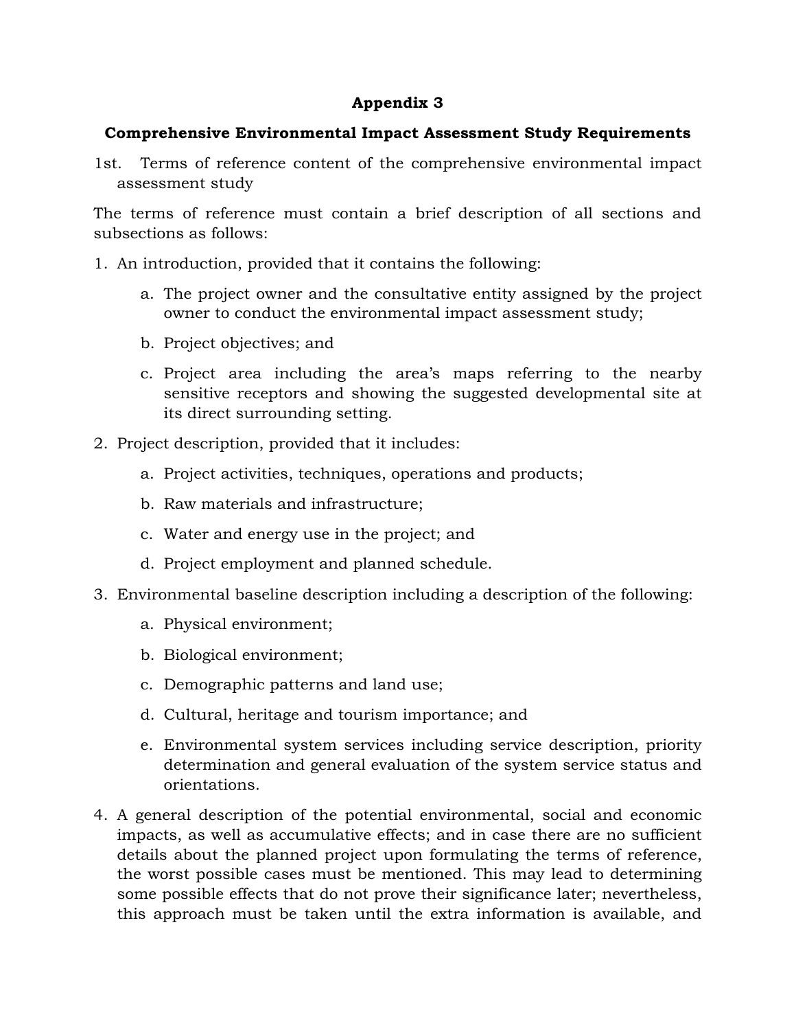**Appendix 3**

**Comprehensive Environmental Impact Assessment Study Requirements**

1st. Terms of reference content of the comprehensive environmental impact assessment study

The terms of reference must contain a brief description of all sections and subsections as follows:

1. An introduction, provided that it contains the following:
    a. The project owner and the consultative entity assigned by the project owner to conduct the environmental impact assessment study;
    b. Project objectives; and
    c. Project area including the area's maps referring to the nearby sensitive receptors and showing the suggested developmental site at its direct surrounding setting.
2. Project description, provided that it includes:
    a. Project activities, techniques, operations and products;
    b. Raw materials and infrastructure;
    c. Water and energy use in the project; and
    d. Project employment and planned schedule.
3. Environmental baseline description including a description of the following:
    a. Physical environment;
    b. Biological environment;
    c. Demographic patterns and land use;
    d. Cultural, heritage and tourism importance; and
    e. Environmental system services including service description, priority determination and general evaluation of the system service status and orientations.
4. A general description of the potential environmental, social and economic impacts, as well as accumulative effects; and in case there are no sufficient details about the planned project upon formulating the terms of reference, the worst possible cases must be mentioned. This may lead to determining some possible effects that do not prove their significance later; nevertheless, this approach must be taken until the extra information is available, and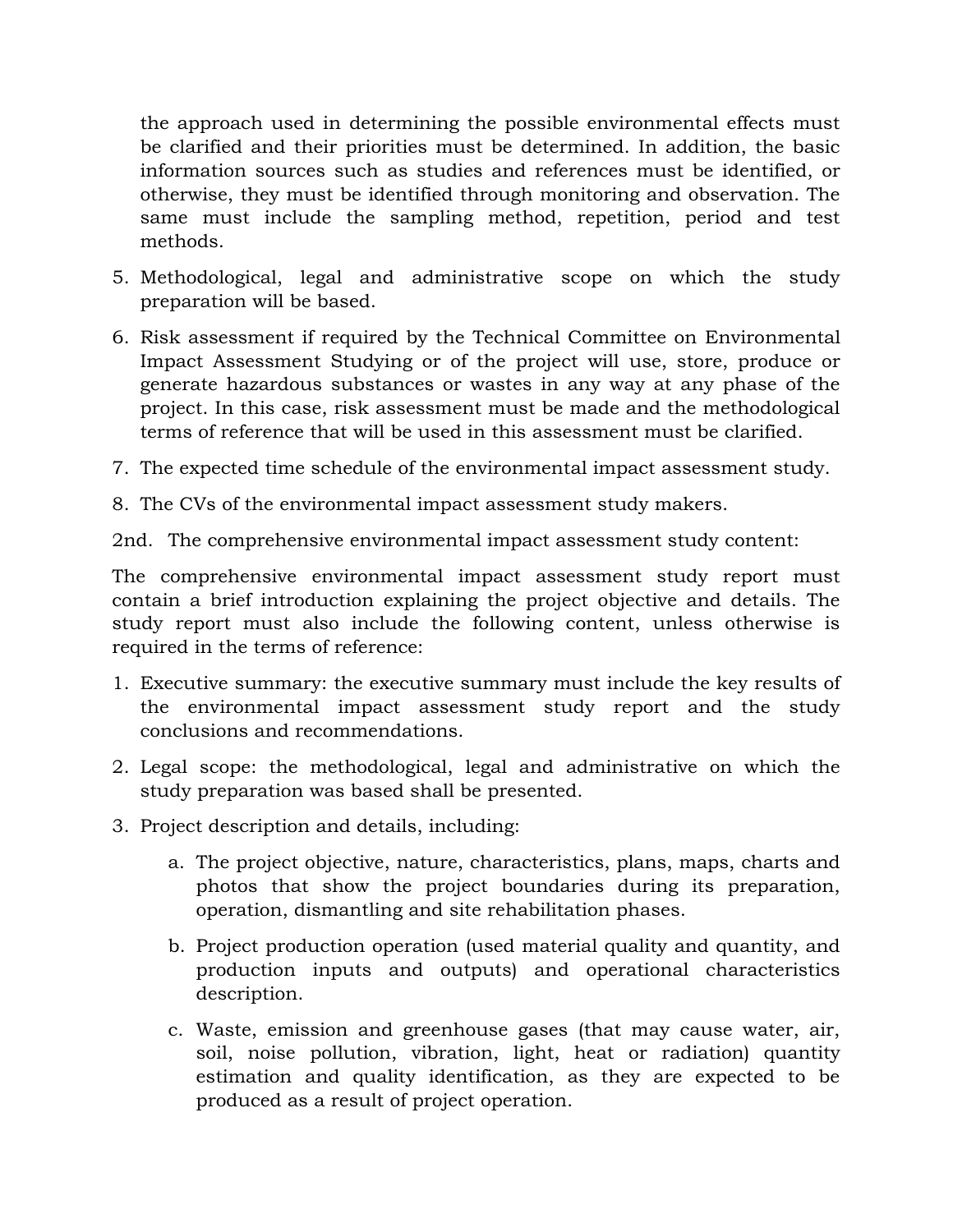the approach used in determining the possible environmental effects must be clarified and their priorities must be determined. In addition, the basic information sources such as studies and references must be identified, or otherwise, they must be identified through monitoring and observation. The same must include the sampling method, repetition, period and test methods.

5. Methodological, legal and administrative scope on which the study preparation will be based.
6. Risk assessment if required by the Technical Committee on Environmental Impact Assessment Studying or of the project will use, store, produce or generate hazardous substances or wastes in any way at any phase of the project. In this case, risk assessment must be made and the methodological terms of reference that will be used in this assessment must be clarified.
7. The expected time schedule of the environmental impact assessment study.
8. The CVs of the environmental impact assessment study makers.

2nd. The comprehensive environmental impact assessment study content:

The comprehensive environmental impact assessment study report must contain a brief introduction explaining the project objective and details. The study report must also include the following content, unless otherwise is required in the terms of reference:

1. Executive summary: the executive summary must include the key results of the environmental impact assessment study report and the study conclusions and recommendations.
2. Legal scope: the methodological, legal and administrative on which the study preparation was based shall be presented.
3. Project description and details, including:
   a. The project objective, nature, characteristics, plans, maps, charts and photos that show the project boundaries during its preparation, operation, dismantling and site rehabilitation phases.
   b. Project production operation (used material quality and quantity, and production inputs and outputs) and operational characteristics description.
   c. Waste, emission and greenhouse gases (that may cause water, air, soil, noise pollution, vibration, light, heat or radiation) quantity estimation and quality identification, as they are expected to be produced as a result of project operation.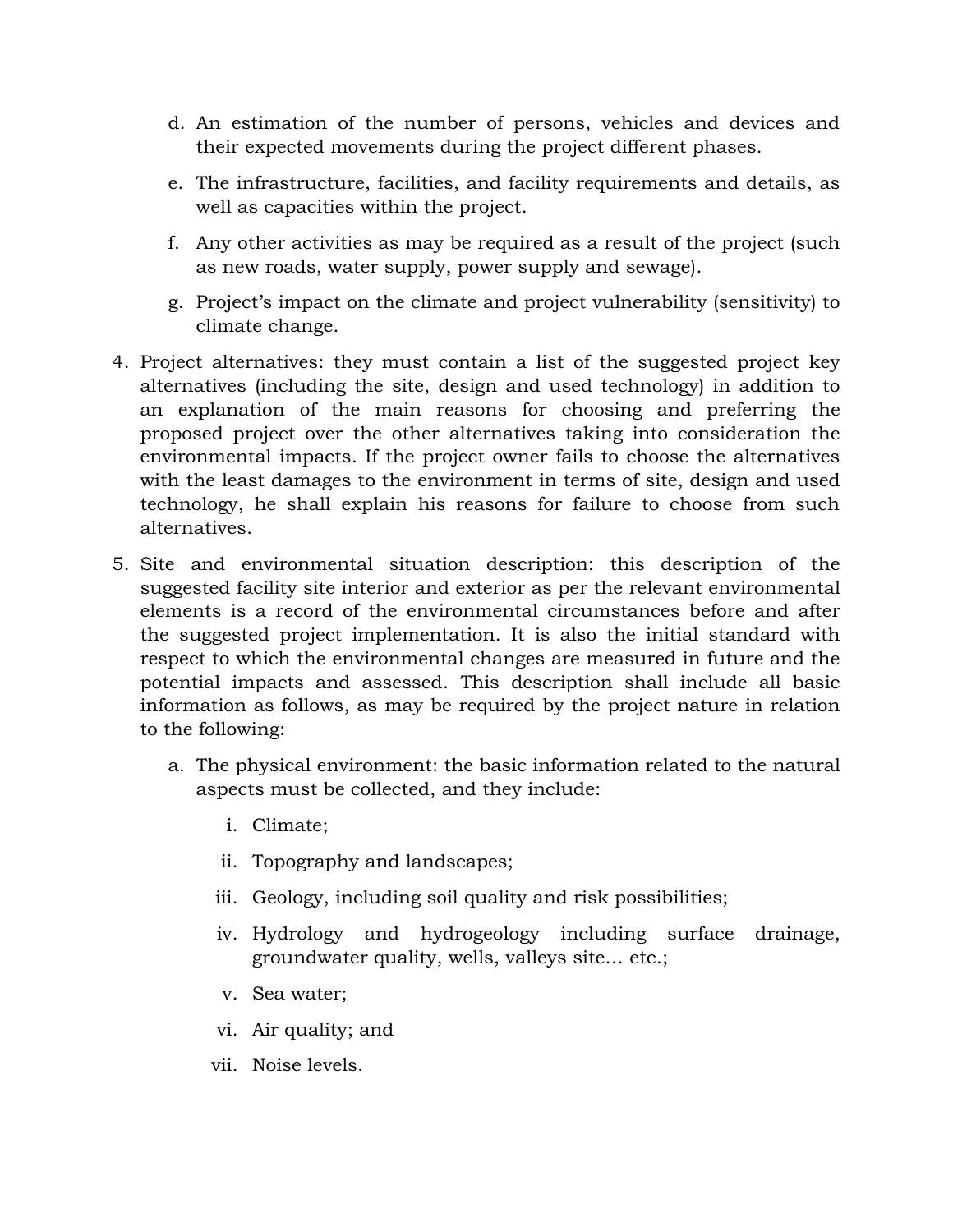d. An estimation of the number of persons, vehicles and devices and their expected movements during the project different phases.

   e. The infrastructure, facilities, and facility requirements and details, as well as capacities within the project.

   f. Any other activities as may be required as a result of the project (such as new roads, water supply, power supply and sewage).

   g. Project's impact on the climate and project vulnerability (sensitivity) to climate change.

4. Project alternatives: they must contain a list of the suggested project key alternatives (including the site, design and used technology) in addition to an explanation of the main reasons for choosing and preferring the proposed project over the other alternatives taking into consideration the environmental impacts. If the project owner fails to choose the alternatives with the least damages to the environment in terms of site, design and used technology, he shall explain his reasons for failure to choose from such alternatives.

5. Site and environmental situation description: this description of the suggested facility site interior and exterior as per the relevant environmental elements is a record of the environmental circumstances before and after the suggested project implementation. It is also the initial standard with respect to which the environmental changes are measured in future and the potential impacts and assessed. This description shall include all basic information as follows, as may be required by the project nature in relation to the following:

   a. The physical environment: the basic information related to the natural aspects must be collected, and they include:

      i. Climate;

      ii. Topography and landscapes;

      iii. Geology, including soil quality and risk possibilities;

      iv. Hydrology and hydrogeology including surface drainage, groundwater quality, wells, valleys site… etc.;

      v. Sea water;

      vi. Air quality; and

      vii. Noise levels.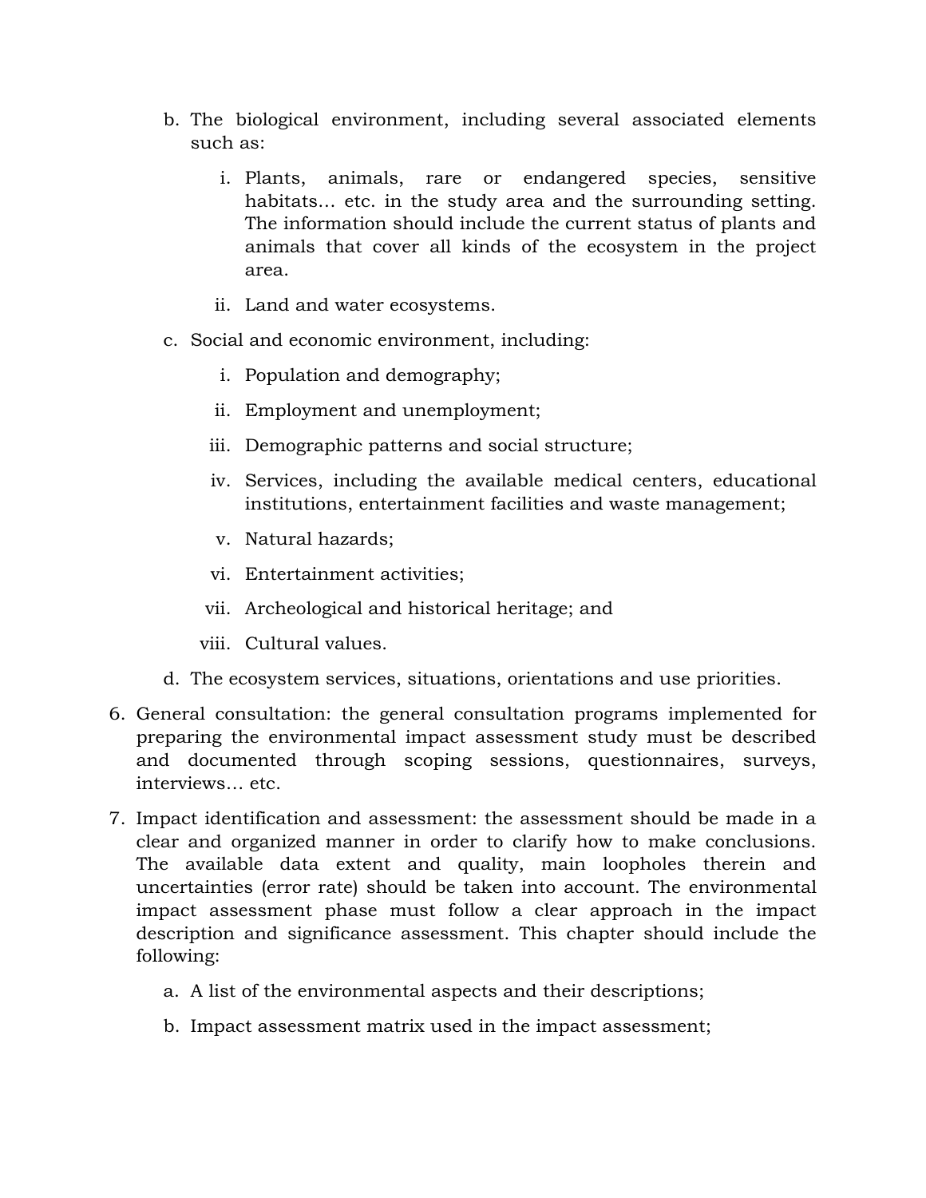b. The biological environment, including several associated elements such as:

    i. Plants, animals, rare or endangered species, sensitive habitats… etc. in the study area and the surrounding setting. The information should include the current status of plants and animals that cover all kinds of the ecosystem in the project area.

    ii. Land and water ecosystems.

c. Social and economic environment, including:

    i. Population and demography;

    ii. Employment and unemployment;

    iii. Demographic patterns and social structure;

    iv. Services, including the available medical centers, educational institutions, entertainment facilities and waste management;

    v. Natural hazards;

    vi. Entertainment activities;

    vii. Archeological and historical heritage; and

    viii. Cultural values.

d. The ecosystem services, situations, orientations and use priorities.

6. General consultation: the general consultation programs implemented for preparing the environmental impact assessment study must be described and documented through scoping sessions, questionnaires, surveys, interviews… etc.

7. Impact identification and assessment: the assessment should be made in a clear and organized manner in order to clarify how to make conclusions. The available data extent and quality, main loopholes therein and uncertainties (error rate) should be taken into account. The environmental impact assessment phase must follow a clear approach in the impact description and significance assessment. This chapter should include the following:

    a. A list of the environmental aspects and their descriptions;

    b. Impact assessment matrix used in the impact assessment;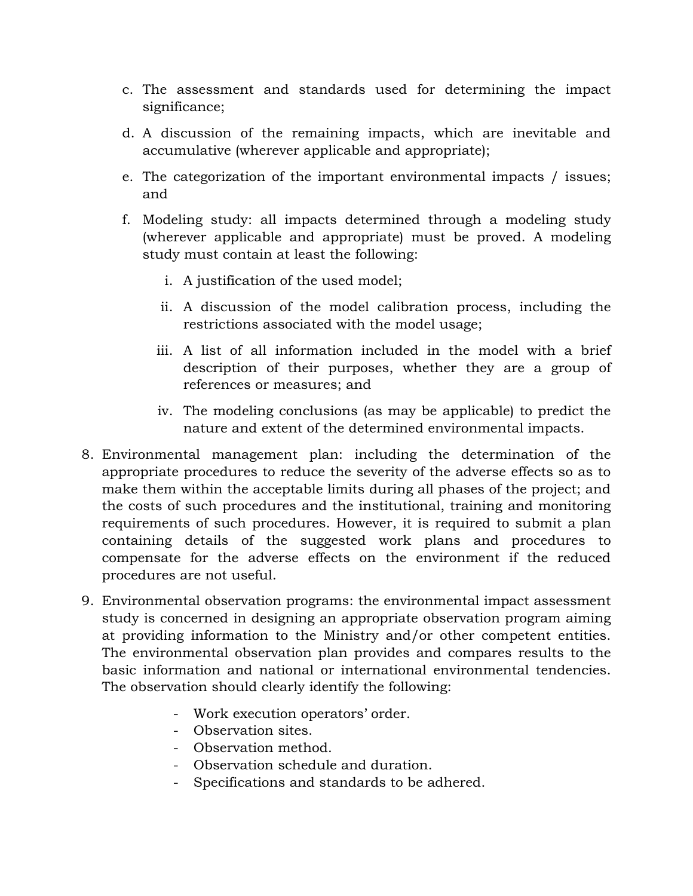c. The assessment and standards used for determining the impact significance;

d. A discussion of the remaining impacts, which are inevitable and accumulative (wherever applicable and appropriate);

e. The categorization of the important environmental impacts / issues; and

f. Modeling study: all impacts determined through a modeling study (wherever applicable and appropriate) must be proved. A modeling study must contain at least the following:

   i. A justification of the used model;

   ii. A discussion of the model calibration process, including the restrictions associated with the model usage;

   iii. A list of all information included in the model with a brief description of their purposes, whether they are a group of references or measures; and

   iv. The modeling conclusions (as may be applicable) to predict the nature and extent of the determined environmental impacts.

8. Environmental management plan: including the determination of the appropriate procedures to reduce the severity of the adverse effects so as to make them within the acceptable limits during all phases of the project; and the costs of such procedures and the institutional, training and monitoring requirements of such procedures. However, it is required to submit a plan containing details of the suggested work plans and procedures to compensate for the adverse effects on the environment if the reduced procedures are not useful.

9. Environmental observation programs: the environmental impact assessment study is concerned in designing an appropriate observation program aiming at providing information to the Ministry and/or other competent entities. The environmental observation plan provides and compares results to the basic information and national or international environmental tendencies. The observation should clearly identify the following:

   - Work execution operators' order.
   - Observation sites.
   - Observation method.
   - Observation schedule and duration.
   - Specifications and standards to be adhered.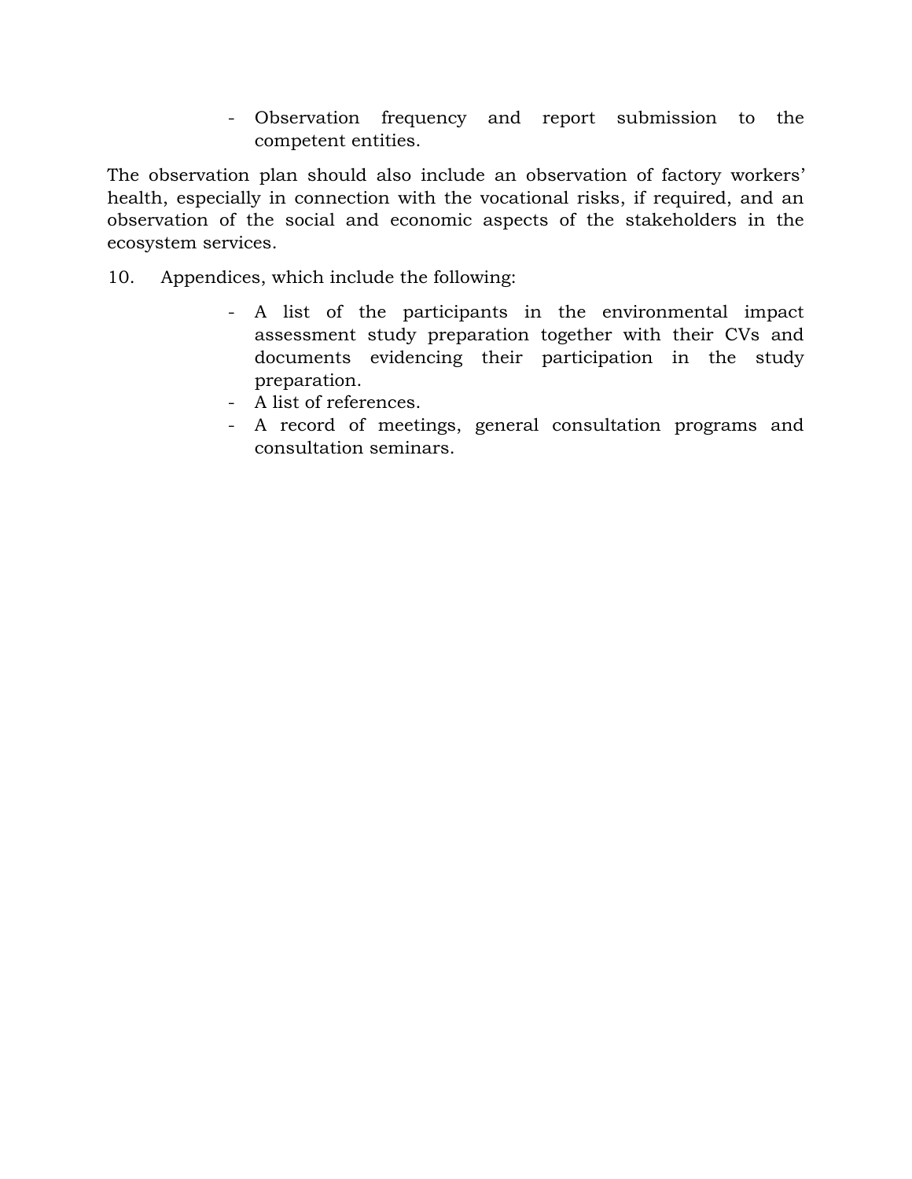- Observation frequency and report submission to the competent entities.

The observation plan should also include an observation of factory workers' health, especially in connection with the vocational risks, if required, and an observation of the social and economic aspects of the stakeholders in the ecosystem services.

10. Appendices, which include the following:

    - A list of the participants in the environmental impact assessment study preparation together with their CVs and documents evidencing their participation in the study preparation.
    - A list of references.
    - A record of meetings, general consultation programs and consultation seminars.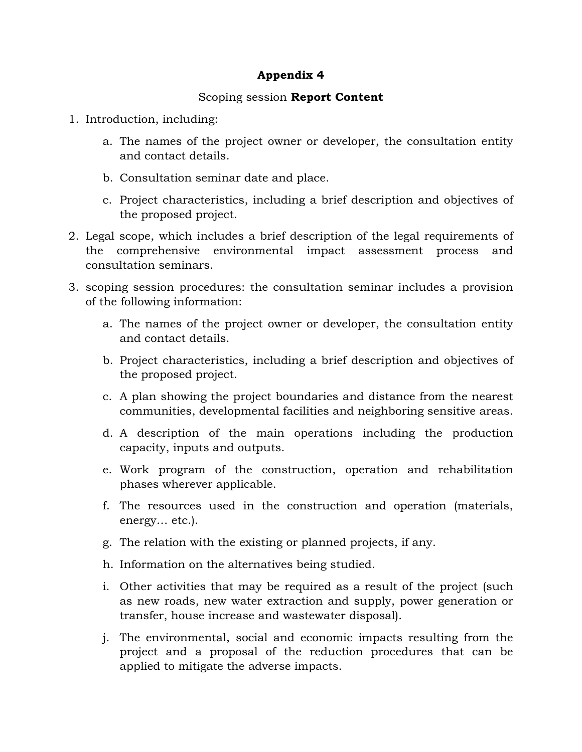## Appendix 4

Scoping session **Report Content**

1. Introduction, including:

   a. The names of the project owner or developer, the consultation entity and contact details.

   b. Consultation seminar date and place.

   c. Project characteristics, including a brief description and objectives of the proposed project.

2. Legal scope, which includes a brief description of the legal requirements of the comprehensive environmental impact assessment process and consultation seminars.

3. scoping session procedures: the consultation seminar includes a provision of the following information:

   a. The names of the project owner or developer, the consultation entity and contact details.

   b. Project characteristics, including a brief description and objectives of the proposed project.

   c. A plan showing the project boundaries and distance from the nearest communities, developmental facilities and neighboring sensitive areas.

   d. A description of the main operations including the production capacity, inputs and outputs.

   e. Work program of the construction, operation and rehabilitation phases wherever applicable.

   f. The resources used in the construction and operation (materials, energy… etc.).

   g. The relation with the existing or planned projects, if any.

   h. Information on the alternatives being studied.

   i. Other activities that may be required as a result of the project (such as new roads, new water extraction and supply, power generation or transfer, house increase and wastewater disposal).

   j. The environmental, social and economic impacts resulting from the project and a proposal of the reduction procedures that can be applied to mitigate the adverse impacts.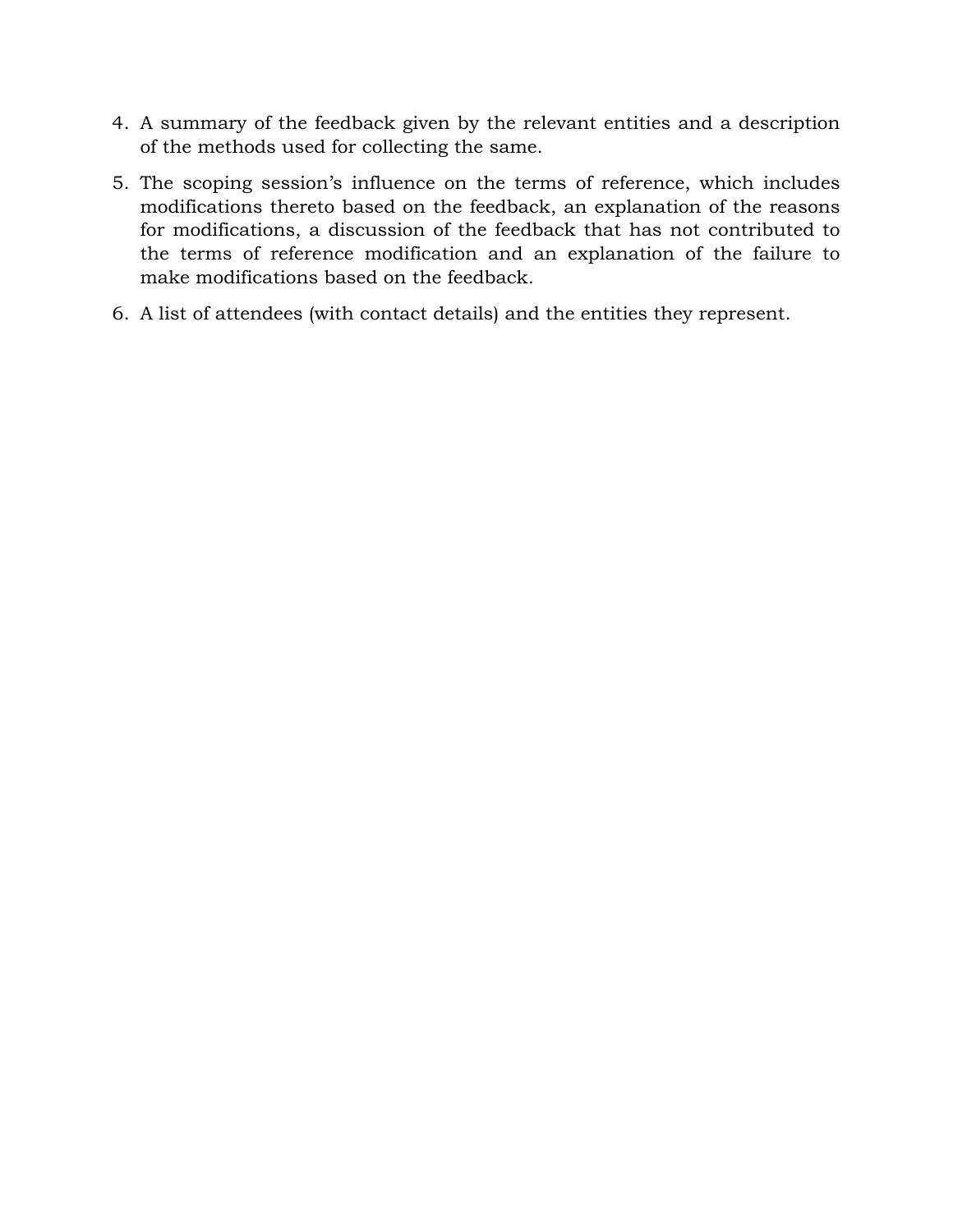4. A summary of the feedback given by the relevant entities and a description of the methods used for collecting the same.
5. The scoping session's influence on the terms of reference, which includes modifications thereto based on the feedback, an explanation of the reasons for modifications, a discussion of the feedback that has not contributed to the terms of reference modification and an explanation of the failure to make modifications based on the feedback.
6. A list of attendees (with contact details) and the entities they represent.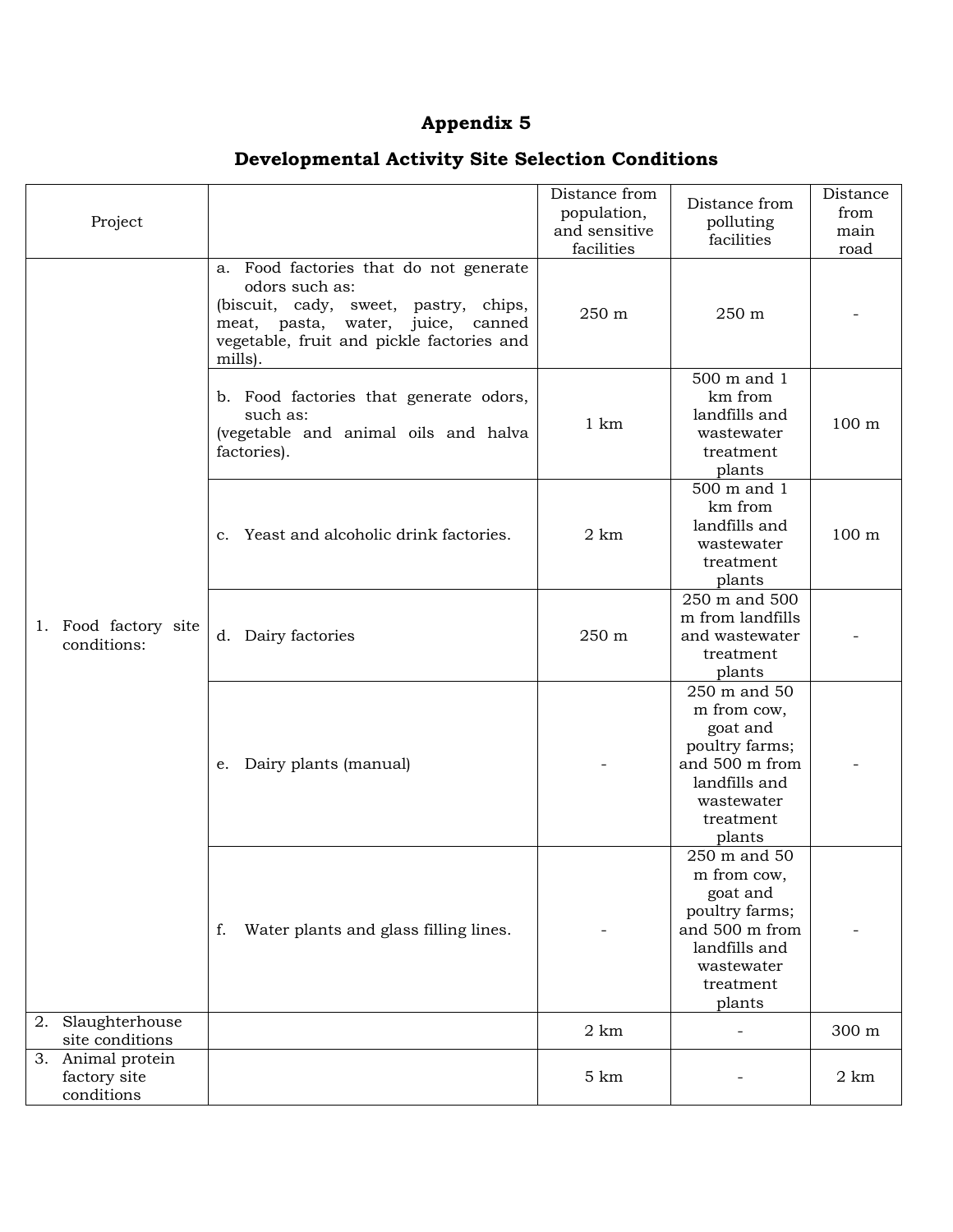# Appendix 5

## Developmental Activity Site Selection Conditions

| Project | | Distance from population, and sensitive facilities | Distance from polluting facilities | Distance from main road |
|---|---|---|---|---|
| 1. Food factory site conditions: | a. Food factories that do not generate odors such as: (biscuit, cady, sweet, pastry, chips, meat, pasta, water, juice, canned vegetable, fruit and pickle factories and mills). | 250 m | 250 m | - |
| | b. Food factories that generate odors, such as: (vegetable and animal oils and halva factories). | 1 km | 500 m and 1 km from landfills and wastewater treatment plants | 100 m |
| | c. Yeast and alcoholic drink factories. | 2 km | 500 m and 1 km from landfills and wastewater treatment plants | 100 m |
| | d. Dairy factories | 250 m | 250 m and 500 m from landfills and wastewater treatment plants | - |
| | e. Dairy plants (manual) | - | 250 m and 50 m from cow, goat and poultry farms; and 500 m from landfills and wastewater treatment plants | - |
| | f. Water plants and glass filling lines. | - | 250 m and 50 m from cow, goat and poultry farms; and 500 m from landfills and wastewater treatment plants | - |
| 2. Slaughterhouse site conditions | | 2 km | - | 300 m |
| 3. Animal protein factory site conditions | | 5 km | - | 2 km |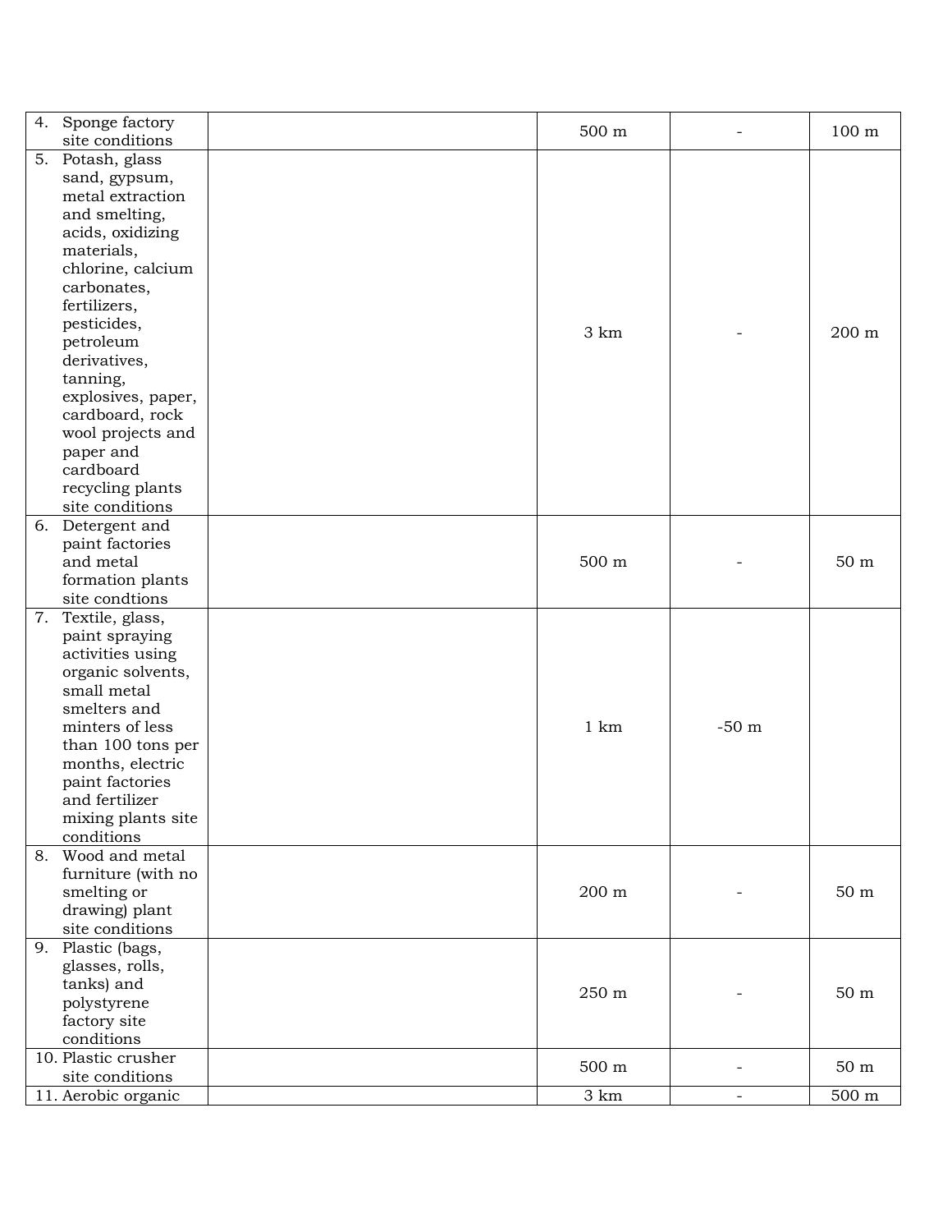| | | | | |
|---|---|---|---|---|
| 4. Sponge factory site conditions | | 500 m | - | 100 m |
| 5. Potash, glass sand, gypsum, metal extraction and smelting, acids, oxidizing materials, chlorine, calcium carbonates, fertilizers, pesticides, petroleum derivatives, tanning, explosives, paper, cardboard, rock wool projects and paper and cardboard recycling plants site conditions | | 3 km | - | 200 m |
| 6. Detergent and paint factories and metal formation plants site condtions | | 500 m | - | 50 m |
| 7. Textile, glass, paint spraying activities using organic solvents, small metal smelters and minters of less than 100 tons per months, electric paint factories and fertilizer mixing plants site conditions | | 1 km | -50 m | |
| 8. Wood and metal furniture (with no smelting or drawing) plant site conditions | | 200 m | - | 50 m |
| 9. Plastic (bags, glasses, rolls, tanks) and polystyrene factory site conditions | | 250 m | - | 50 m |
| 10. Plastic crusher site conditions | | 500 m | - | 50 m |
| 11. Aerobic organic | | 3 km | - | 500 m |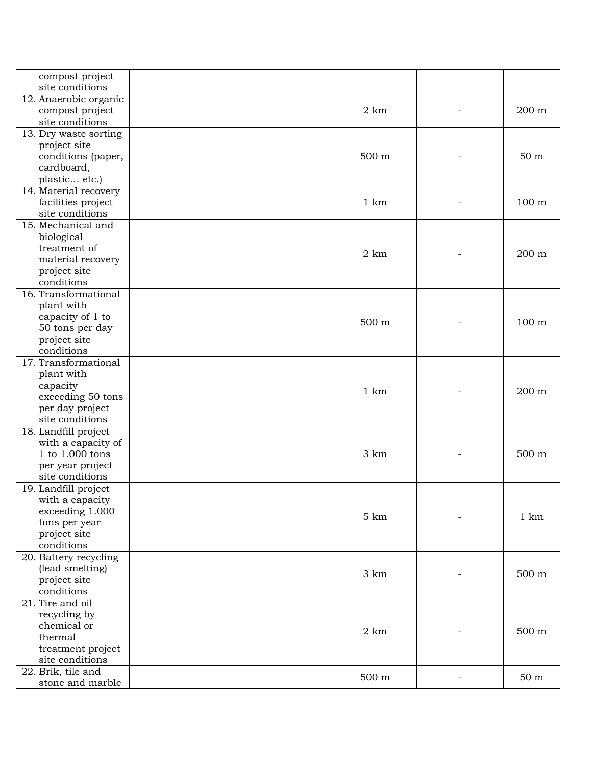| | | | | |
|---|---|---|---|---|
| compost project site conditions | | | | |
| 12. Anaerobic organic compost project site conditions | | 2 km | - | 200 m |
| 13. Dry waste sorting project site conditions (paper, cardboard, plastic… etc.) | | 500 m | - | 50 m |
| 14. Material recovery facilities project site conditions | | 1 km | - | 100 m |
| 15. Mechanical and biological treatment of material recovery project site conditions | | 2 km | - | 200 m |
| 16. Transformational plant with capacity of 1 to 50 tons per day project site conditions | | 500 m | - | 100 m |
| 17. Transformational plant with capacity exceeding 50 tons per day project site conditions | | 1 km | - | 200 m |
| 18. Landfill project with a capacity of 1 to 1.000 tons per year project site conditions | | 3 km | - | 500 m |
| 19. Landfill project with a capacity exceeding 1.000 tons per year project site conditions | | 5 km | - | 1 km |
| 20. Battery recycling (lead smelting) project site conditions | | 3 km | - | 500 m |
| 21. Tire and oil recycling by chemical or thermal treatment project site conditions | | 2 km | - | 500 m |
| 22. Brik, tile and stone and marble | | 500 m | - | 50 m |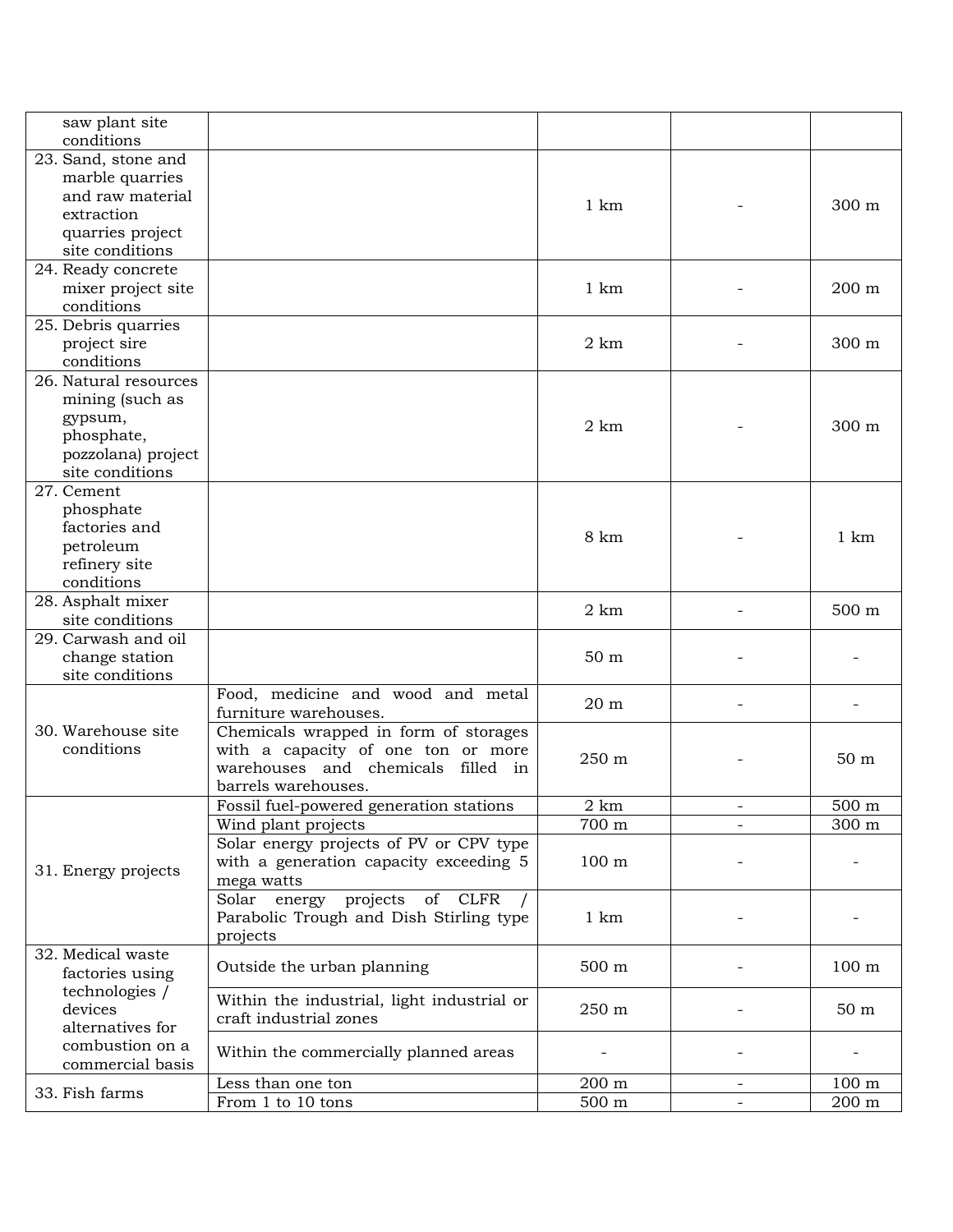| | | | | |
|---|---|---|---|---|
| saw plant site conditions | | | | |
| 23. Sand, stone and marble quarries and raw material extraction quarries project site conditions | | 1 km | - | 300 m |
| 24. Ready concrete mixer project site conditions | | 1 km | - | 200 m |
| 25. Debris quarries project sire conditions | | 2 km | - | 300 m |
| 26. Natural resources mining (such as gypsum, phosphate, pozzolana) project site conditions | | 2 km | - | 300 m |
| 27. Cement phosphate factories and petroleum refinery site conditions | | 8 km | - | 1 km |
| 28. Asphalt mixer site conditions | | 2 km | - | 500 m |
| 29. Carwash and oil change station site conditions | | 50 m | - | - |
| 30. Warehouse site conditions | Food, medicine and wood and metal furniture warehouses. | 20 m | - | - |
| | Chemicals wrapped in form of storages with a capacity of one ton or more warehouses and chemicals filled in barrels warehouses. | 250 m | - | 50 m |
| 31. Energy projects | Fossil fuel-powered generation stations | 2 km | - | 500 m |
| | Wind plant projects | 700 m | - | 300 m |
| | Solar energy projects of PV or CPV type with a generation capacity exceeding 5 mega watts | 100 m | - | - |
| | Solar energy projects of CLFR / Parabolic Trough and Dish Stirling type projects | 1 km | - | - |
| 32. Medical waste factories using technologies / devices alternatives for combustion on a commercial basis | Outside the urban planning | 500 m | - | 100 m |
| | Within the industrial, light industrial or craft industrial zones | 250 m | - | 50 m |
| | Within the commercially planned areas | - | - | - |
| 33. Fish farms | Less than one ton | 200 m | - | 100 m |
| | From 1 to 10 tons | 500 m | - | 200 m |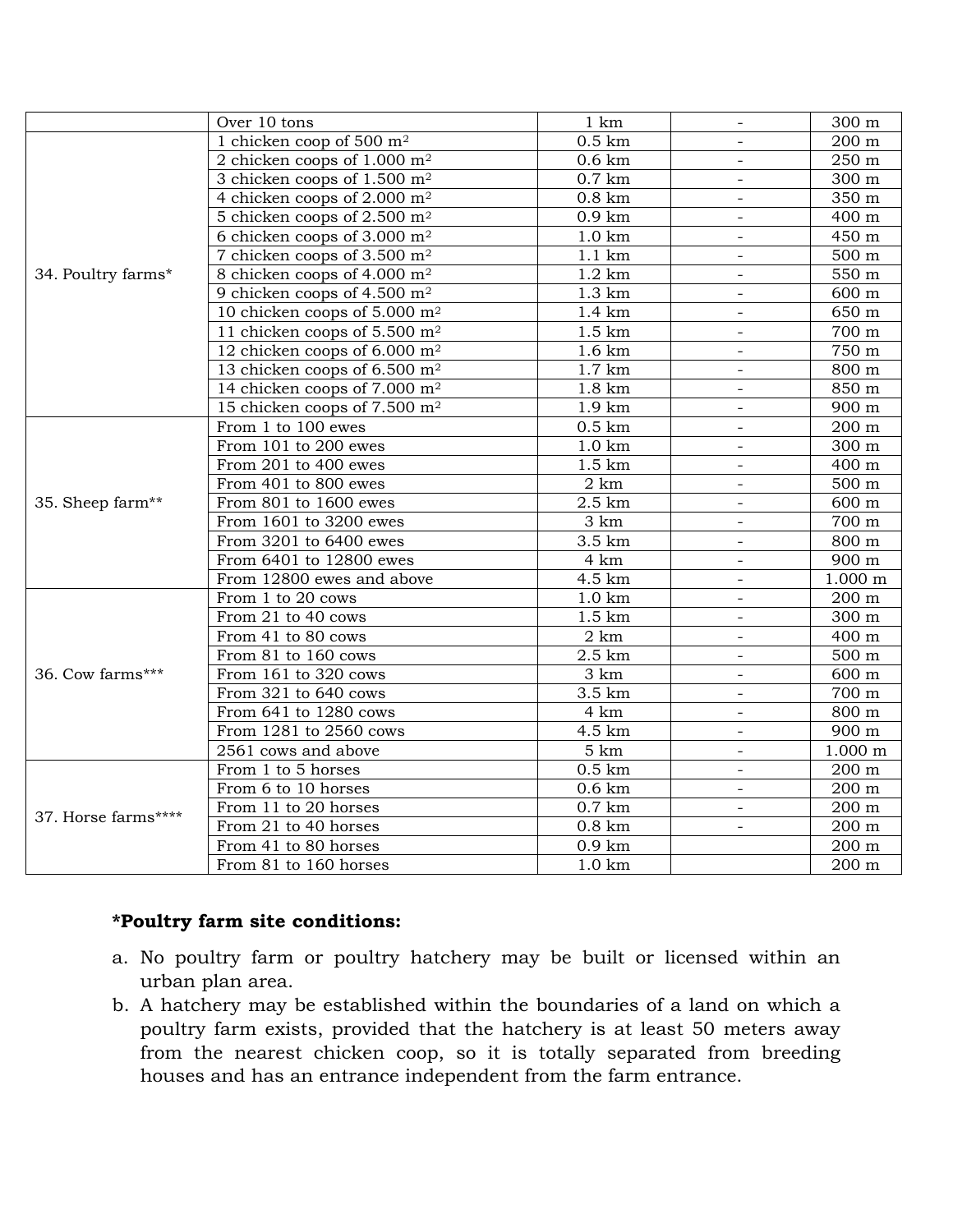|  | Over 10 tons | 1 km | - | 300 m |
|---|---|---|---|---|
| 34. Poultry farms* | 1 chicken coop of 500 m$^2$ | 0.5 km | - | 200 m |
|  | 2 chicken coops of 1.000 m$^2$ | 0.6 km | - | 250 m |
|  | 3 chicken coops of 1.500 m$^2$ | 0.7 km | - | 300 m |
|  | 4 chicken coops of 2.000 m$^2$ | 0.8 km | - | 350 m |
|  | 5 chicken coops of 2.500 m$^2$ | 0.9 km | - | 400 m |
|  | 6 chicken coops of 3.000 m$^2$ | 1.0 km | - | 450 m |
|  | 7 chicken coops of 3.500 m$^2$ | 1.1 km | - | 500 m |
|  | 8 chicken coops of 4.000 m$^2$ | 1.2 km | - | 550 m |
|  | 9 chicken coops of 4.500 m$^2$ | 1.3 km | - | 600 m |
|  | 10 chicken coops of 5.000 m$^2$ | 1.4 km | - | 650 m |
|  | 11 chicken coops of 5.500 m$^2$ | 1.5 km | - | 700 m |
|  | 12 chicken coops of 6.000 m$^2$ | 1.6 km | - | 750 m |
|  | 13 chicken coops of 6.500 m$^2$ | 1.7 km | - | 800 m |
|  | 14 chicken coops of 7.000 m$^2$ | 1.8 km | - | 850 m |
|  | 15 chicken coops of 7.500 m$^2$ | 1.9 km | - | 900 m |
| 35. Sheep farm** | From 1 to 100 ewes | 0.5 km | - | 200 m |
|  | From 101 to 200 ewes | 1.0 km | - | 300 m |
|  | From 201 to 400 ewes | 1.5 km | - | 400 m |
|  | From 401 to 800 ewes | 2 km | - | 500 m |
|  | From 801 to 1600 ewes | 2.5 km | - | 600 m |
|  | From 1601 to 3200 ewes | 3 km | - | 700 m |
|  | From 3201 to 6400 ewes | 3.5 km | - | 800 m |
|  | From 6401 to 12800 ewes | 4 km | - | 900 m |
|  | From 12800 ewes and above | 4.5 km | - | 1.000 m |
| 36. Cow farms*** | From 1 to 20 cows | 1.0 km | - | 200 m |
|  | From 21 to 40 cows | 1.5 km | - | 300 m |
|  | From 41 to 80 cows | 2 km | - | 400 m |
|  | From 81 to 160 cows | 2.5 km | - | 500 m |
|  | From 161 to 320 cows | 3 km | - | 600 m |
|  | From 321 to 640 cows | 3.5 km | - | 700 m |
|  | From 641 to 1280 cows | 4 km | - | 800 m |
|  | From 1281 to 2560 cows | 4.5 km | - | 900 m |
|  | 2561 cows and above | 5 km | - | 1.000 m |
| 37. Horse farms**** | From 1 to 5 horses | 0.5 km | - | 200 m |
|  | From 6 to 10 horses | 0.6 km | - | 200 m |
|  | From 11 to 20 horses | 0.7 km | - | 200 m |
|  | From 21 to 40 horses | 0.8 km | - | 200 m |
|  | From 41 to 80 horses | 0.9 km |  | 200 m |
|  | From 81 to 160 horses | 1.0 km |  | 200 m |

**\*Poultry farm site conditions:**

a. No poultry farm or poultry hatchery may be built or licensed within an urban plan area.

b. A hatchery may be established within the boundaries of a land on which a poultry farm exists, provided that the hatchery is at least 50 meters away from the nearest chicken coop, so it is totally separated from breeding houses and has an entrance independent from the farm entrance.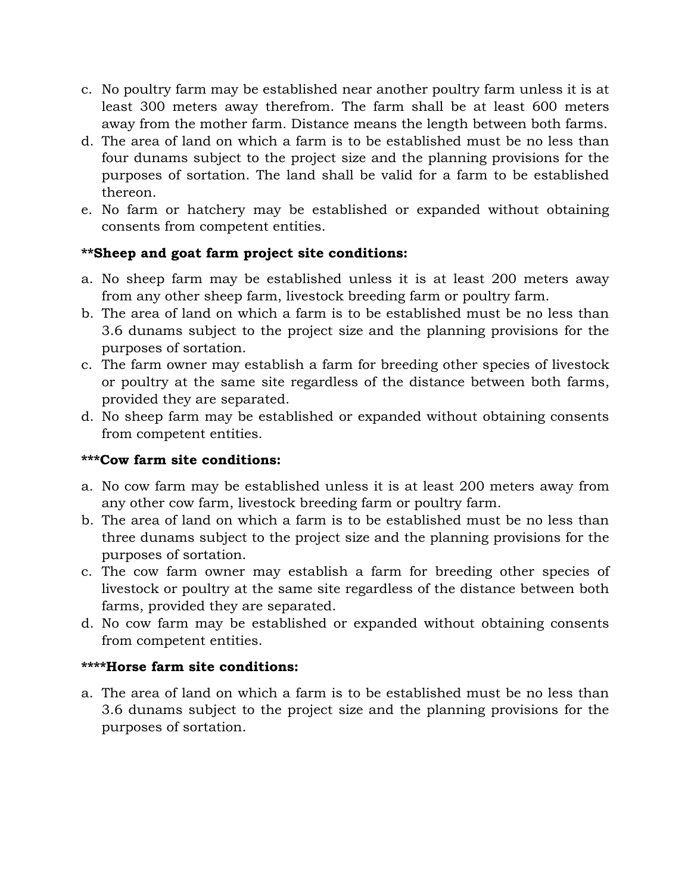c. No poultry farm may be established near another poultry farm unless it is at least 300 meters away therefrom. The farm shall be at least 600 meters away from the mother farm. Distance means the length between both farms.
d. The area of land on which a farm is to be established must be no less than four dunams subject to the project size and the planning provisions for the purposes of sortation. The land shall be valid for a farm to be established thereon.
e. No farm or hatchery may be established or expanded without obtaining consents from competent entities.

**Sheep and goat farm project site conditions:**

a. No sheep farm may be established unless it is at least 200 meters away from any other sheep farm, livestock breeding farm or poultry farm.
b. The area of land on which a farm is to be established must be no less than 3.6 dunams subject to the project size and the planning provisions for the purposes of sortation.
c. The farm owner may establish a farm for breeding other species of livestock or poultry at the same site regardless of the distance between both farms, provided they are separated.
d. No sheep farm may be established or expanded without obtaining consents from competent entities.

***Cow farm site conditions:**

a. No cow farm may be established unless it is at least 200 meters away from any other cow farm, livestock breeding farm or poultry farm.
b. The area of land on which a farm is to be established must be no less than three dunams subject to the project size and the planning provisions for the purposes of sortation.
c. The cow farm owner may establish a farm for breeding other species of livestock or poultry at the same site regardless of the distance between both farms, provided they are separated.
d. No cow farm may be established or expanded without obtaining consents from competent entities.

****Horse farm site conditions:**

a. The area of land on which a farm is to be established must be no less than 3.6 dunams subject to the project size and the planning provisions for the purposes of sortation.